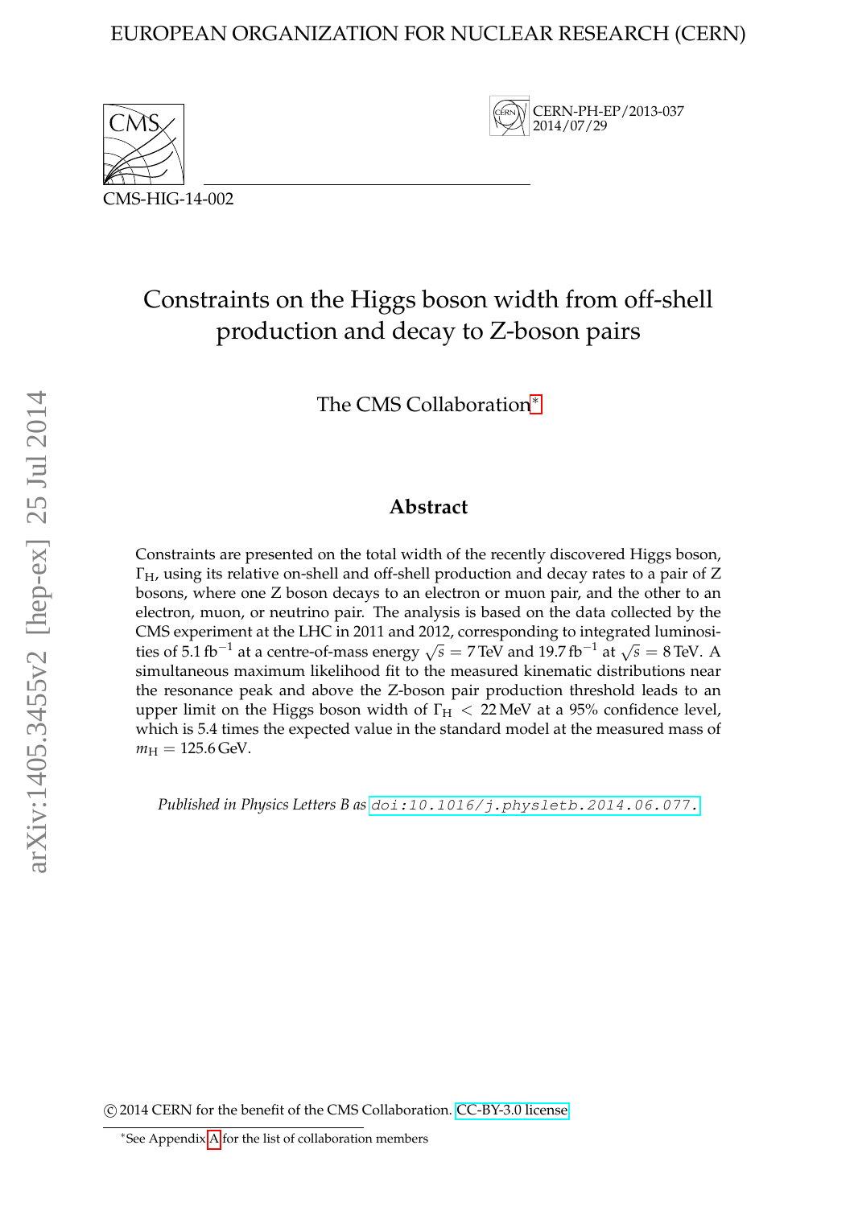EUROPEAN ORGANIZATION FOR NUCLEAR RESEARCH (CERN)

CERN-PH-EP/2013-037
2014/07/29

CMS-HIG-14-002

# Constraints on the Higgs boson width from off-shell production and decay to Z-boson pairs

The CMS Collaboration*

## Abstract

Constraints are presented on the total width of the recently discovered Higgs boson, $\Gamma_H$, using its relative on-shell and off-shell production and decay rates to a pair of Z bosons, where one Z boson decays to an electron or muon pair, and the other to an electron, muon, or neutrino pair. The analysis is based on the data collected by the CMS experiment at the LHC in 2011 and 2012, corresponding to integrated luminosities of 5.1 fb$^{-1}$ at a centre-of-mass energy $\sqrt{s} = 7$ TeV and 19.7 fb$^{-1}$ at $\sqrt{s} = 8$ TeV. A simultaneous maximum likelihood fit to the measured kinematic distributions near the resonance peak and above the Z-boson pair production threshold leads to an upper limit on the Higgs boson width of $\Gamma_H < 22$ MeV at a 95% confidence level, which is 5.4 times the expected value in the standard model at the measured mass of $m_H = 125.6$ GeV.

*Published in Physics Letters B as* doi:10.1016/j.physletb.2014.06.077.

© 2014 CERN for the benefit of the CMS Collaboration. CC-BY-3.0 license

*See Appendix A for the list of collaboration members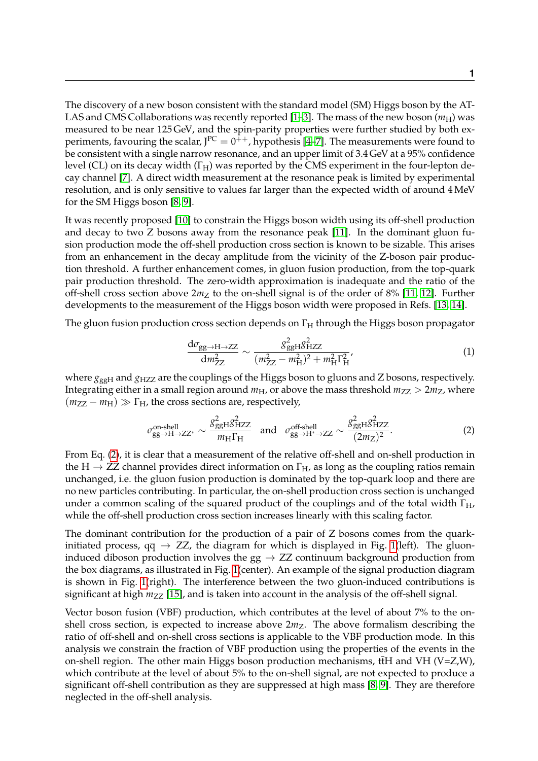The discovery of a new boson consistent with the standard model (SM) Higgs boson by the ATLAS and CMS Collaborations was recently reported [1–3]. The mass of the new boson ($m_{\mathrm{H}}$) was measured to be near 125 GeV, and the spin-parity properties were further studied by both experiments, favouring the scalar, $J^{PC} = 0^{++}$, hypothesis [4–7]. The measurements were found to be consistent with a single narrow resonance, and an upper limit of 3.4 GeV at a 95% confidence level (CL) on its decay width ($\Gamma_{\mathrm{H}}$) was reported by the CMS experiment in the four-lepton decay channel [7]. A direct width measurement at the resonance peak is limited by experimental resolution, and is only sensitive to values far larger than the expected width of around 4 MeV for the SM Higgs boson [8, 9].

It was recently proposed [10] to constrain the Higgs boson width using its off-shell production and decay to two Z bosons away from the resonance peak [11]. In the dominant gluon fusion production mode the off-shell production cross section is known to be sizable. This arises from an enhancement in the decay amplitude from the vicinity of the Z-boson pair production threshold. A further enhancement comes, in gluon fusion production, from the top-quark pair production threshold. The zero-width approximation is inadequate and the ratio of the off-shell cross section above $2m_{\mathrm{Z}}$ to the on-shell signal is of the order of 8% [11, 12]. Further developments to the measurement of the Higgs boson width were proposed in Refs. [13, 14].

The gluon fusion production cross section depends on $\Gamma_{\mathrm{H}}$ through the Higgs boson propagator

$$\frac{\mathrm{d}\sigma_{\mathrm{gg\to H\to ZZ}}}{\mathrm{d}m^2_{\mathrm{ZZ}}} \sim \frac{g^2_{\mathrm{ggH}} g^2_{\mathrm{HZZ}}}{(m^2_{\mathrm{ZZ}} - m^2_{\mathrm{H}})^2 + m^2_{\mathrm{H}}\Gamma^2_{\mathrm{H}}}, \tag{1}$$

where $g_{\mathrm{ggH}}$ and $g_{\mathrm{HZZ}}$ are the couplings of the Higgs boson to gluons and Z bosons, respectively. Integrating either in a small region around $m_{\mathrm{H}}$, or above the mass threshold $m_{\mathrm{ZZ}} > 2m_{\mathrm{Z}}$, where $(m_{\mathrm{ZZ}} - m_{\mathrm{H}}) \gg \Gamma_{\mathrm{H}}$, the cross sections are, respectively,

$$\sigma^{\text{on-shell}}_{\mathrm{gg\to H\to ZZ^*}} \sim \frac{g^2_{\mathrm{ggH}} g^2_{\mathrm{HZZ}}}{m_{\mathrm{H}}\Gamma_{\mathrm{H}}} \quad \text{and} \quad \sigma^{\text{off-shell}}_{\mathrm{gg\to H^*\to ZZ}} \sim \frac{g^2_{\mathrm{ggH}} g^2_{\mathrm{HZZ}}}{(2m_{\mathrm{Z}})^2}. \tag{2}$$

From Eq. (2), it is clear that a measurement of the relative off-shell and on-shell production in the $\mathrm{H \to ZZ}$ channel provides direct information on $\Gamma_{\mathrm{H}}$, as long as the coupling ratios remain unchanged, i.e. the gluon fusion production is dominated by the top-quark loop and there are no new particles contributing. In particular, the on-shell production cross section is unchanged under a common scaling of the squared product of the couplings and of the total width $\Gamma_{\mathrm{H}}$, while the off-shell production cross section increases linearly with this scaling factor.

The dominant contribution for the production of a pair of Z bosons comes from the quark-initiated process, $\mathrm{q\overline{q} \to ZZ}$, the diagram for which is displayed in Fig. 1(left). The gluon-induced diboson production involves the $\mathrm{gg \to ZZ}$ continuum background production from the box diagrams, as illustrated in Fig. 1(center). An example of the signal production diagram is shown in Fig. 1(right). The interference between the two gluon-induced contributions is significant at high $m_{\mathrm{ZZ}}$ [15], and is taken into account in the analysis of the off-shell signal.

Vector boson fusion (VBF) production, which contributes at the level of about 7% to the on-shell cross section, is expected to increase above $2m_{\mathrm{Z}}$. The above formalism describing the ratio of off-shell and on-shell cross sections is applicable to the VBF production mode. In this analysis we constrain the fraction of VBF production using the properties of the events in the on-shell region. The other main Higgs boson production mechanisms, $\mathrm{t\bar{t}H}$ and VH (V=Z,W), which contribute at the level of about 5% to the on-shell signal, are not expected to produce a significant off-shell contribution as they are suppressed at high mass [8, 9]. They are therefore neglected in the off-shell analysis.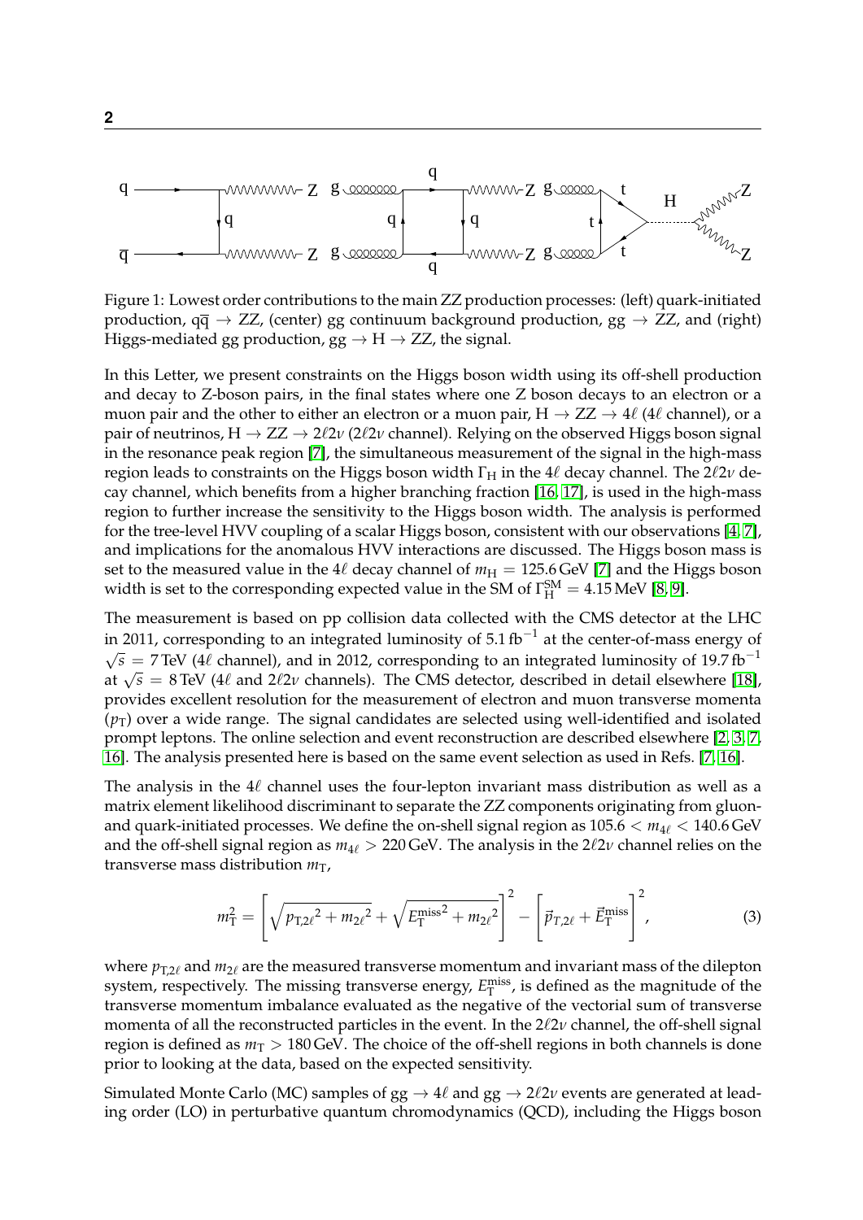Figure 1: Lowest order contributions to the main ZZ production processes: (left) quark-initiated production, $q\overline{q} \to ZZ$, (center) gg continuum background production, $gg \to ZZ$, and (right) Higgs-mediated gg production, $gg \to H \to ZZ$, the signal.

In this Letter, we present constraints on the Higgs boson width using its off-shell production and decay to Z-boson pairs, in the final states where one Z boson decays to an electron or a muon pair and the other to either an electron or a muon pair, $H \to ZZ \to 4\ell$ ($4\ell$ channel), or a pair of neutrinos, $H \to ZZ \to 2\ell 2\nu$ ($2\ell 2\nu$ channel). Relying on the observed Higgs boson signal in the resonance peak region [7], the simultaneous measurement of the signal in the high-mass region leads to constraints on the Higgs boson width $\Gamma_H$ in the $4\ell$ decay channel. The $2\ell 2\nu$ decay channel, which benefits from a higher branching fraction [16, 17], is used in the high-mass region to further increase the sensitivity to the Higgs boson width. The analysis is performed for the tree-level HVV coupling of a scalar Higgs boson, consistent with our observations [4, 7], and implications for the anomalous HVV interactions are discussed. The Higgs boson mass is set to the measured value in the $4\ell$ decay channel of $m_H = 125.6\,\text{GeV}$ [7] and the Higgs boson width is set to the corresponding expected value in the SM of $\Gamma_H^{SM} = 4.15\,\text{MeV}$ [8, 9].

The measurement is based on pp collision data collected with the CMS detector at the LHC in 2011, corresponding to an integrated luminosity of $5.1\,\text{fb}^{-1}$ at the center-of-mass energy of $\sqrt{s} = 7\,\text{TeV}$ ($4\ell$ channel), and in 2012, corresponding to an integrated luminosity of $19.7\,\text{fb}^{-1}$ at $\sqrt{s} = 8\,\text{TeV}$ ($4\ell$ and $2\ell 2\nu$ channels). The CMS detector, described in detail elsewhere [18], provides excellent resolution for the measurement of electron and muon transverse momenta ($p_T$) over a wide range. The signal candidates are selected using well-identified and isolated prompt leptons. The online selection and event reconstruction are described elsewhere [2, 3, 7, 16]. The analysis presented here is based on the same event selection as used in Refs. [7, 16].

The analysis in the $4\ell$ channel uses the four-lepton invariant mass distribution as well as a matrix element likelihood discriminant to separate the ZZ components originating from gluon- and quark-initiated processes. We define the on-shell signal region as $105.6 < m_{4\ell} < 140.6\,\text{GeV}$ and the off-shell signal region as $m_{4\ell} > 220\,\text{GeV}$. The analysis in the $2\ell 2\nu$ channel relies on the transverse mass distribution $m_T$,

$$m_T^2 = \left[ \sqrt{p_{T,2\ell}{}^2 + m_{2\ell}{}^2} + \sqrt{E_T^{\text{miss}\,2} + m_{2\ell}{}^2} \right]^2 - \left[ \vec{p}_{T,2\ell} + \vec{E}_T^{\text{miss}} \right]^2, \tag{3}$$

where $p_{T,2\ell}$ and $m_{2\ell}$ are the measured transverse momentum and invariant mass of the dilepton system, respectively. The missing transverse energy, $E_T^{\text{miss}}$, is defined as the magnitude of the transverse momentum imbalance evaluated as the negative of the vectorial sum of transverse momenta of all the reconstructed particles in the event. In the $2\ell 2\nu$ channel, the off-shell signal region is defined as $m_T > 180\,\text{GeV}$. The choice of the off-shell regions in both channels is done prior to looking at the data, based on the expected sensitivity.

Simulated Monte Carlo (MC) samples of $gg \to 4\ell$ and $gg \to 2\ell 2\nu$ events are generated at leading order (LO) in perturbative quantum chromodynamics (QCD), including the Higgs boson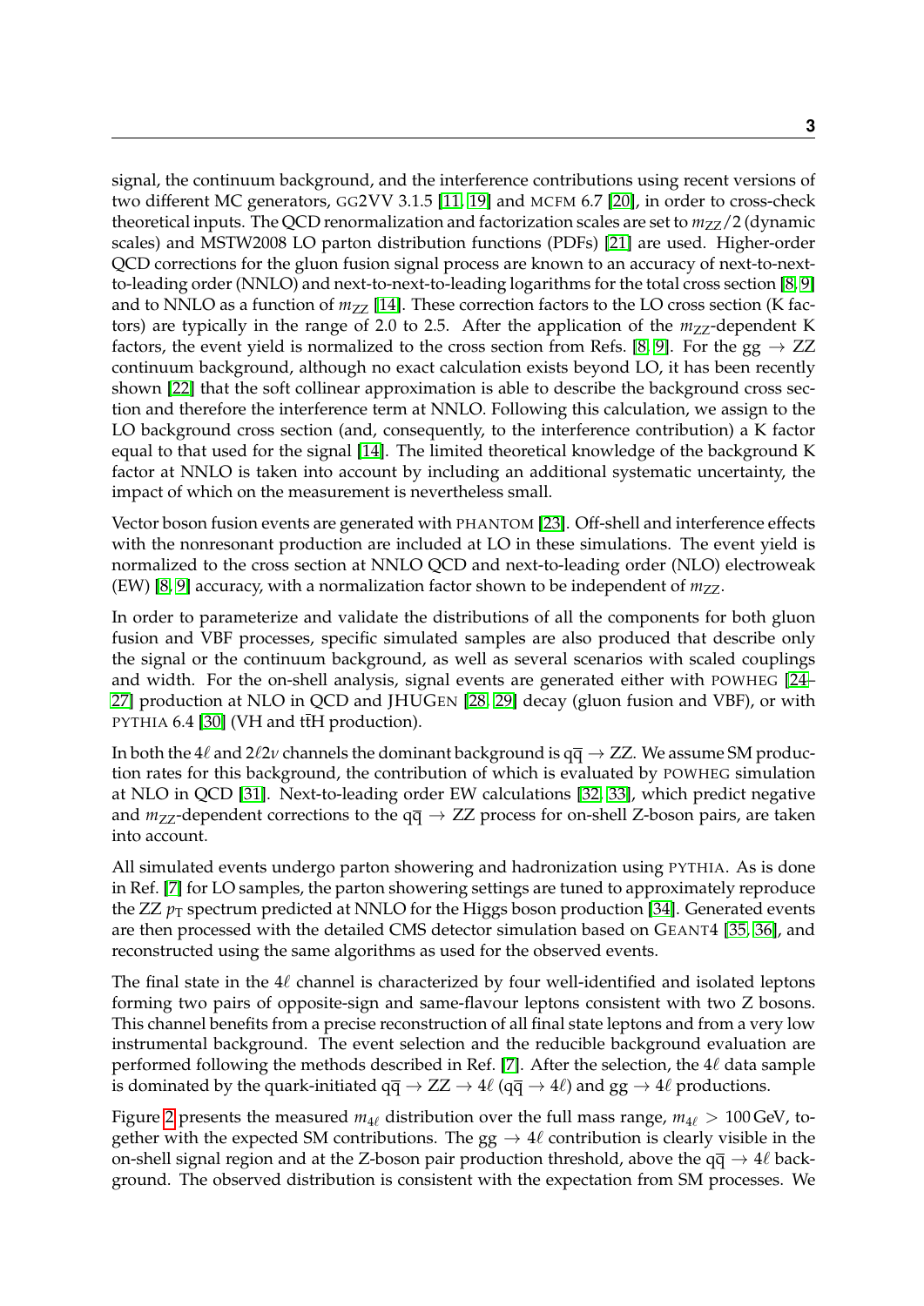signal, the continuum background, and the interference contributions using recent versions of two different MC generators, GG2VV 3.1.5 [11, 19] and MCFM 6.7 [20], in order to cross-check theoretical inputs. The QCD renormalization and factorization scales are set to $m_{ZZ}/2$ (dynamic scales) and MSTW2008 LO parton distribution functions (PDFs) [21] are used. Higher-order QCD corrections for the gluon fusion signal process are known to an accuracy of next-to-next-to-leading order (NNLO) and next-to-next-to-leading logarithms for the total cross section [8, 9] and to NNLO as a function of $m_{ZZ}$ [14]. These correction factors to the LO cross section (K factors) are typically in the range of 2.0 to 2.5. After the application of the $m_{ZZ}$-dependent K factors, the event yield is normalized to the cross section from Refs. [8, 9]. For the $gg \to ZZ$ continuum background, although no exact calculation exists beyond LO, it has been recently shown [22] that the soft collinear approximation is able to describe the background cross section and therefore the interference term at NNLO. Following this calculation, we assign to the LO background cross section (and, consequently, to the interference contribution) a K factor equal to that used for the signal [14]. The limited theoretical knowledge of the background K factor at NNLO is taken into account by including an additional systematic uncertainty, the impact of which on the measurement is nevertheless small.

Vector boson fusion events are generated with PHANTOM [23]. Off-shell and interference effects with the nonresonant production are included at LO in these simulations. The event yield is normalized to the cross section at NNLO QCD and next-to-leading order (NLO) electroweak (EW) [8, 9] accuracy, with a normalization factor shown to be independent of $m_{ZZ}$.

In order to parameterize and validate the distributions of all the components for both gluon fusion and VBF processes, specific simulated samples are also produced that describe only the signal or the continuum background, as well as several scenarios with scaled couplings and width. For the on-shell analysis, signal events are generated either with POWHEG [24–27] production at NLO in QCD and JHUGEN [28, 29] decay (gluon fusion and VBF), or with PYTHIA 6.4 [30] (VH and $t\bar{t}H$ production).

In both the $4\ell$ and $2\ell 2\nu$ channels the dominant background is $q\overline{q} \to ZZ$. We assume SM production rates for this background, the contribution of which is evaluated by POWHEG simulation at NLO in QCD [31]. Next-to-leading order EW calculations [32, 33], which predict negative and $m_{ZZ}$-dependent corrections to the $q\overline{q} \to ZZ$ process for on-shell Z-boson pairs, are taken into account.

All simulated events undergo parton showering and hadronization using PYTHIA. As is done in Ref. [7] for LO samples, the parton showering settings are tuned to approximately reproduce the ZZ $p_{\mathrm{T}}$ spectrum predicted at NNLO for the Higgs boson production [34]. Generated events are then processed with the detailed CMS detector simulation based on GEANT4 [35, 36], and reconstructed using the same algorithms as used for the observed events.

The final state in the $4\ell$ channel is characterized by four well-identified and isolated leptons forming two pairs of opposite-sign and same-flavour leptons consistent with two Z bosons. This channel benefits from a precise reconstruction of all final state leptons and from a very low instrumental background. The event selection and the reducible background evaluation are performed following the methods described in Ref. [7]. After the selection, the $4\ell$ data sample is dominated by the quark-initiated $q\overline{q} \to ZZ \to 4\ell$ ($q\overline{q} \to 4\ell$) and $gg \to 4\ell$ productions.

Figure 2 presents the measured $m_{4\ell}$ distribution over the full mass range, $m_{4\ell} > 100\,\mathrm{GeV}$, together with the expected SM contributions. The $gg \to 4\ell$ contribution is clearly visible in the on-shell signal region and at the Z-boson pair production threshold, above the $q\overline{q} \to 4\ell$ background. The observed distribution is consistent with the expectation from SM processes. We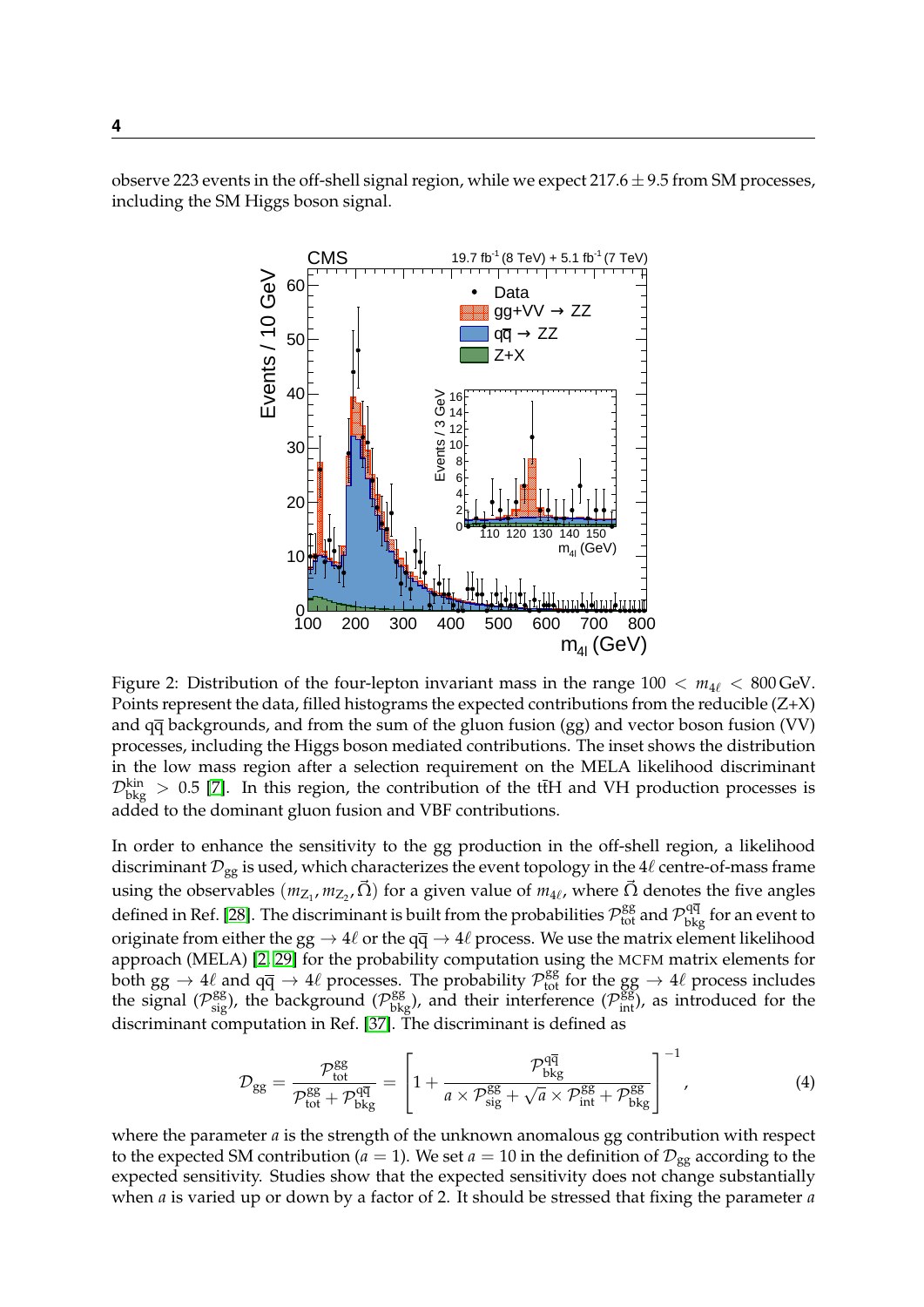observe 223 events in the off-shell signal region, while we expect $217.6 \pm 9.5$ from SM processes, including the SM Higgs boson signal.

Figure 2: Distribution of the four-lepton invariant mass in the range $100 < m_{4\ell} < 800\,\text{GeV}$. Points represent the data, filled histograms the expected contributions from the reducible (Z+X) and $q\bar{q}$ backgrounds, and from the sum of the gluon fusion (gg) and vector boson fusion (VV) processes, including the Higgs boson mediated contributions. The inset shows the distribution in the low mass region after a selection requirement on the MELA likelihood discriminant $\mathcal{D}^{\text{kin}}_{\text{bkg}} > 0.5$ [7]. In this region, the contribution of the $t\bar{t}H$ and VH production processes is added to the dominant gluon fusion and VBF contributions.

In order to enhance the sensitivity to the gg production in the off-shell region, a likelihood discriminant $\mathcal{D}_{\text{gg}}$ is used, which characterizes the event topology in the $4\ell$ centre-of-mass frame using the observables $(m_{Z_1}, m_{Z_2}, \vec{\Omega})$ for a given value of $m_{4\ell}$, where $\vec{\Omega}$ denotes the five angles defined in Ref. [28]. The discriminant is built from the probabilities $\mathcal{P}^{\text{gg}}_{\text{tot}}$ and $\mathcal{P}^{q\bar{q}}_{\text{bkg}}$ for an event to originate from either the $\text{gg} \to 4\ell$ or the $q\bar{q} \to 4\ell$ process. We use the matrix element likelihood approach (MELA) [2, 29] for the probability computation using the MCFM matrix elements for both $\text{gg} \to 4\ell$ and $q\bar{q} \to 4\ell$ processes. The probability $\mathcal{P}^{\text{gg}}_{\text{tot}}$ for the $\text{gg} \to 4\ell$ process includes the signal ($\mathcal{P}^{\text{gg}}_{\text{sig}}$), the background ($\mathcal{P}^{\text{gg}}_{\text{bkg}}$), and their interference ($\mathcal{P}^{\text{gg}}_{\text{int}}$), as introduced for the discriminant computation in Ref. [37]. The discriminant is defined as

$$\mathcal{D}_{\text{gg}} = \frac{\mathcal{P}^{\text{gg}}_{\text{tot}}}{\mathcal{P}^{\text{gg}}_{\text{tot}} + \mathcal{P}^{q\bar{q}}_{\text{bkg}}} = \left[1 + \frac{\mathcal{P}^{q\bar{q}}_{\text{bkg}}}{a \times \mathcal{P}^{\text{gg}}_{\text{sig}} + \sqrt{a} \times \mathcal{P}^{\text{gg}}_{\text{int}} + \mathcal{P}^{\text{gg}}_{\text{bkg}}}\right]^{-1}, \tag{4}$$

where the parameter $a$ is the strength of the unknown anomalous gg contribution with respect to the expected SM contribution ($a = 1$). We set $a = 10$ in the definition of $\mathcal{D}_{\text{gg}}$ according to the expected sensitivity. Studies show that the expected sensitivity does not change substantially when $a$ is varied up or down by a factor of 2. It should be stressed that fixing the parameter $a$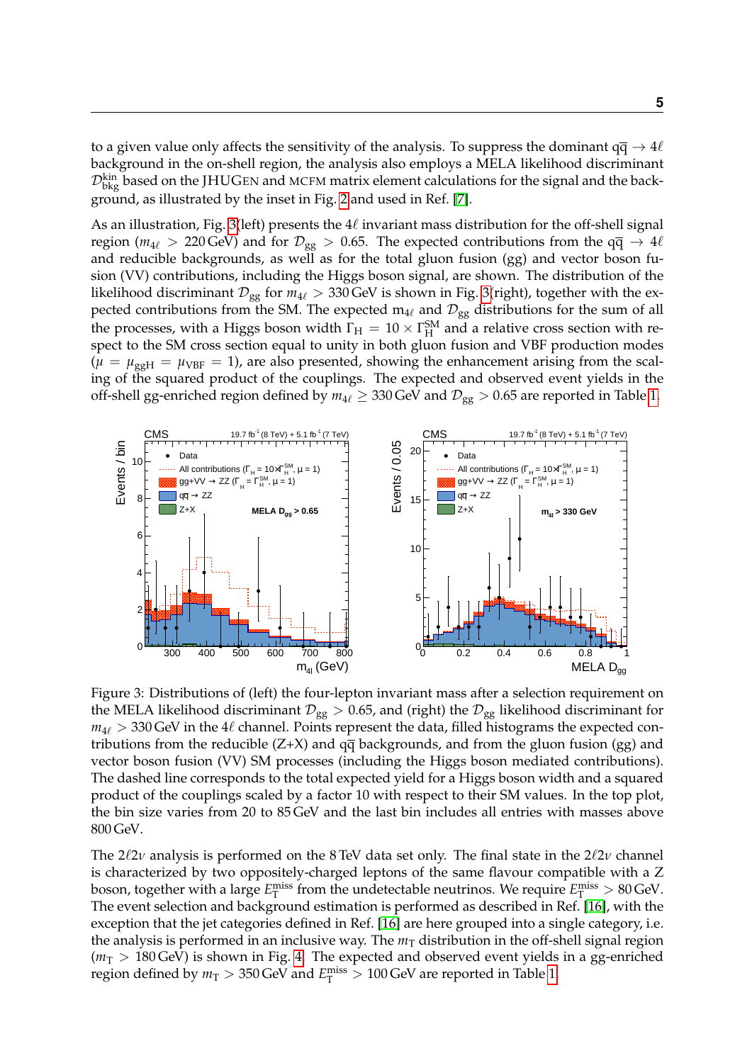to a given value only affects the sensitivity of the analysis. To suppress the dominant $q\bar{q} \rightarrow 4\ell$ background in the on-shell region, the analysis also employs a MELA likelihood discriminant $\mathcal{D}^{\rm kin}_{\rm bkg}$ based on the JHUGEN and MCFM matrix element calculations for the signal and the background, as illustrated by the inset in Fig. 2 and used in Ref. [7].

As an illustration, Fig. 3(left) presents the $4\ell$ invariant mass distribution for the off-shell signal region ($m_{4\ell} > 220\,\text{GeV}$) and for $\mathcal{D}_{\rm gg} > 0.65$. The expected contributions from the $q\bar{q} \rightarrow 4\ell$ and reducible backgrounds, as well as for the total gluon fusion (gg) and vector boson fusion (VV) contributions, including the Higgs boson signal, are shown. The distribution of the likelihood discriminant $\mathcal{D}_{\rm gg}$ for $m_{4\ell} > 330\,\text{GeV}$ is shown in Fig. 3(right), together with the expected contributions from the SM. The expected $m_{4\ell}$ and $\mathcal{D}_{\rm gg}$ distributions for the sum of all the processes, with a Higgs boson width $\Gamma_{\rm H} = 10 \times \Gamma^{\rm SM}_{\rm H}$ and a relative cross section with respect to the SM cross section equal to unity in both gluon fusion and VBF production modes ($\mu = \mu_{\rm ggH} = \mu_{\rm VBF} = 1$), are also presented, showing the enhancement arising from the scaling of the squared product of the couplings. The expected and observed event yields in the off-shell gg-enriched region defined by $m_{4\ell} \geq 330\,\text{GeV}$ and $\mathcal{D}_{\rm gg} > 0.65$ are reported in Table 1.

Figure 3: Distributions of (left) the four-lepton invariant mass after a selection requirement on the MELA likelihood discriminant $\mathcal{D}_{\rm gg} > 0.65$, and (right) the $\mathcal{D}_{\rm gg}$ likelihood discriminant for $m_{4\ell} > 330\,\text{GeV}$ in the $4\ell$ channel. Points represent the data, filled histograms the expected contributions from the reducible (Z+X) and $q\bar{q}$ backgrounds, and from the gluon fusion (gg) and vector boson fusion (VV) SM processes (including the Higgs boson mediated contributions). The dashed line corresponds to the total expected yield for a Higgs boson width and a squared product of the couplings scaled by a factor 10 with respect to their SM values. In the top plot, the bin size varies from 20 to 85 GeV and the last bin includes all entries with masses above 800 GeV.

The $2\ell 2\nu$ analysis is performed on the 8 TeV data set only. The final state in the $2\ell 2\nu$ channel is characterized by two oppositely-charged leptons of the same flavour compatible with a Z boson, together with a large $E_{\rm T}^{\rm miss}$ from the undetectable neutrinos. We require $E_{\rm T}^{\rm miss} > 80\,\text{GeV}$. The event selection and background estimation is performed as described in Ref. [16], with the exception that the jet categories defined in Ref. [16] are here grouped into a single category, i.e. the analysis is performed in an inclusive way. The $m_{\rm T}$ distribution in the off-shell signal region ($m_{\rm T} > 180\,\text{GeV}$) is shown in Fig. 4. The expected and observed event yields in a gg-enriched region defined by $m_{\rm T} > 350\,\text{GeV}$ and $E_{\rm T}^{\rm miss} > 100\,\text{GeV}$ are reported in Table 1.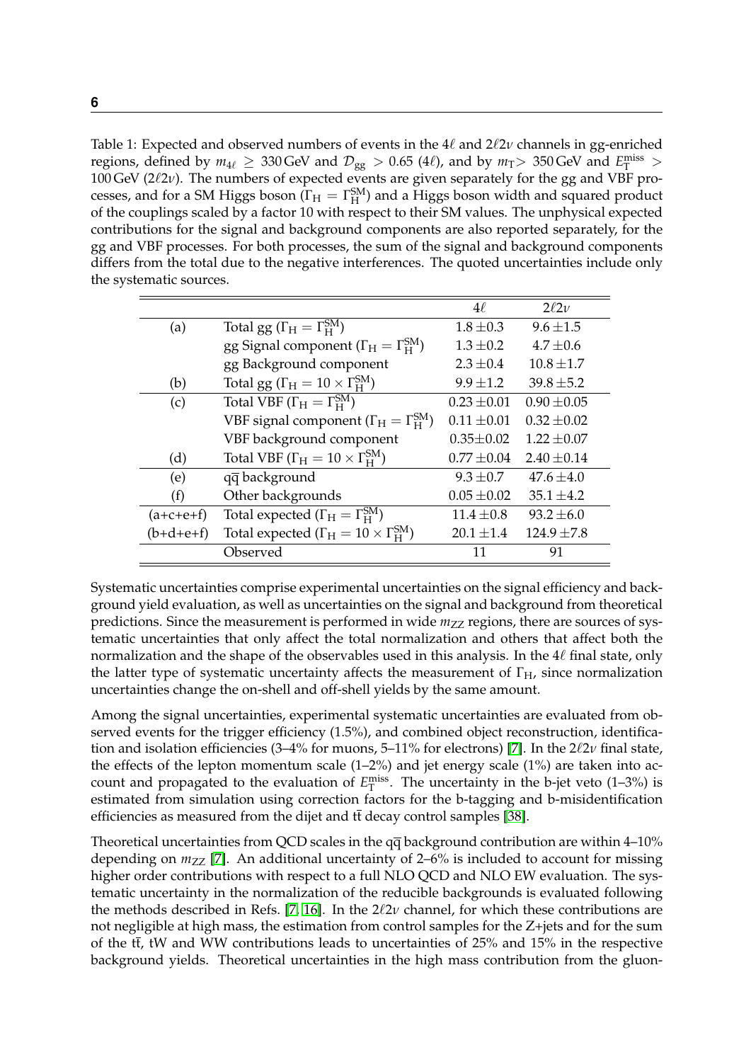Table 1: Expected and observed numbers of events in the $4\ell$ and $2\ell 2\nu$ channels in gg-enriched regions, defined by $m_{4\ell} \geq 330\,\mathrm{GeV}$ and $\mathcal{D}_{\mathrm{gg}} > 0.65$ ($4\ell$), and by $m_{\mathrm{T}} > 350\,\mathrm{GeV}$ and $E_{\mathrm{T}}^{\mathrm{miss}} > 100\,\mathrm{GeV}$ ($2\ell 2\nu$). The numbers of expected events are given separately for the gg and VBF processes, and for a SM Higgs boson ($\Gamma_{\mathrm{H}} = \Gamma_{\mathrm{H}}^{\mathrm{SM}}$) and a Higgs boson width and squared product of the couplings scaled by a factor 10 with respect to their SM values. The unphysical expected contributions for the signal and background components are also reported separately, for the gg and VBF processes. For both processes, the sum of the signal and background components differs from the total due to the negative interferences. The quoted uncertainties include only the systematic sources.

| | | $4\ell$ | $2\ell 2\nu$ |
|---|---|---|---|
| (a) | Total gg ($\Gamma_{\mathrm{H}} = \Gamma_{\mathrm{H}}^{\mathrm{SM}}$) | $1.8 \pm 0.3$ | $9.6 \pm 1.5$ |
| | gg Signal component ($\Gamma_{\mathrm{H}} = \Gamma_{\mathrm{H}}^{\mathrm{SM}}$) | $1.3 \pm 0.2$ | $4.7 \pm 0.6$ |
| | gg Background component | $2.3 \pm 0.4$ | $10.8 \pm 1.7$ |
| (b) | Total gg ($\Gamma_{\mathrm{H}} = 10 \times \Gamma_{\mathrm{H}}^{\mathrm{SM}}$) | $9.9 \pm 1.2$ | $39.8 \pm 5.2$ |
| (c) | Total VBF ($\Gamma_{\mathrm{H}} = \Gamma_{\mathrm{H}}^{\mathrm{SM}}$) | $0.23 \pm 0.01$ | $0.90 \pm 0.05$ |
| | VBF signal component ($\Gamma_{\mathrm{H}} = \Gamma_{\mathrm{H}}^{\mathrm{SM}}$) | $0.11 \pm 0.01$ | $0.32 \pm 0.02$ |
| | VBF background component | $0.35 \pm 0.02$ | $1.22 \pm 0.07$ |
| (d) | Total VBF ($\Gamma_{\mathrm{H}} = 10 \times \Gamma_{\mathrm{H}}^{\mathrm{SM}}$) | $0.77 \pm 0.04$ | $2.40 \pm 0.14$ |
| (e) | $\mathrm{q\overline{q}}$ background | $9.3 \pm 0.7$ | $47.6 \pm 4.0$ |
| (f) | Other backgrounds | $0.05 \pm 0.02$ | $35.1 \pm 4.2$ |
| (a+c+e+f) | Total expected ($\Gamma_{\mathrm{H}} = \Gamma_{\mathrm{H}}^{\mathrm{SM}}$) | $11.4 \pm 0.8$ | $93.2 \pm 6.0$ |
| (b+d+e+f) | Total expected ($\Gamma_{\mathrm{H}} = 10 \times \Gamma_{\mathrm{H}}^{\mathrm{SM}}$) | $20.1 \pm 1.4$ | $124.9 \pm 7.8$ |
| | Observed | 11 | 91 |

Systematic uncertainties comprise experimental uncertainties on the signal efficiency and background yield evaluation, as well as uncertainties on the signal and background from theoretical predictions. Since the measurement is performed in wide $m_{\mathrm{ZZ}}$ regions, there are sources of systematic uncertainties that only affect the total normalization and others that affect both the normalization and the shape of the observables used in this analysis. In the $4\ell$ final state, only the latter type of systematic uncertainty affects the measurement of $\Gamma_{\mathrm{H}}$, since normalization uncertainties change the on-shell and off-shell yields by the same amount.

Among the signal uncertainties, experimental systematic uncertainties are evaluated from observed events for the trigger efficiency (1.5%), and combined object reconstruction, identification and isolation efficiencies (3–4% for muons, 5–11% for electrons) [7]. In the $2\ell 2\nu$ final state, the effects of the lepton momentum scale (1–2%) and jet energy scale (1%) are taken into account and propagated to the evaluation of $E_{\mathrm{T}}^{\mathrm{miss}}$. The uncertainty in the b-jet veto (1–3%) is estimated from simulation using correction factors for the b-tagging and b-misidentification efficiencies as measured from the dijet and $\mathrm{t\overline{t}}$ decay control samples [38].

Theoretical uncertainties from QCD scales in the $\mathrm{q\overline{q}}$ background contribution are within 4–10% depending on $m_{\mathrm{ZZ}}$ [7]. An additional uncertainty of 2–6% is included to account for missing higher order contributions with respect to a full NLO QCD and NLO EW evaluation. The systematic uncertainty in the normalization of the reducible backgrounds is evaluated following the methods described in Refs. [7, 16]. In the $2\ell 2\nu$ channel, for which these contributions are not negligible at high mass, the estimation from control samples for the Z+jets and for the sum of the $\mathrm{t\overline{t}}$, tW and WW contributions leads to uncertainties of 25% and 15% in the respective background yields. Theoretical uncertainties in the high mass contribution from the gluon-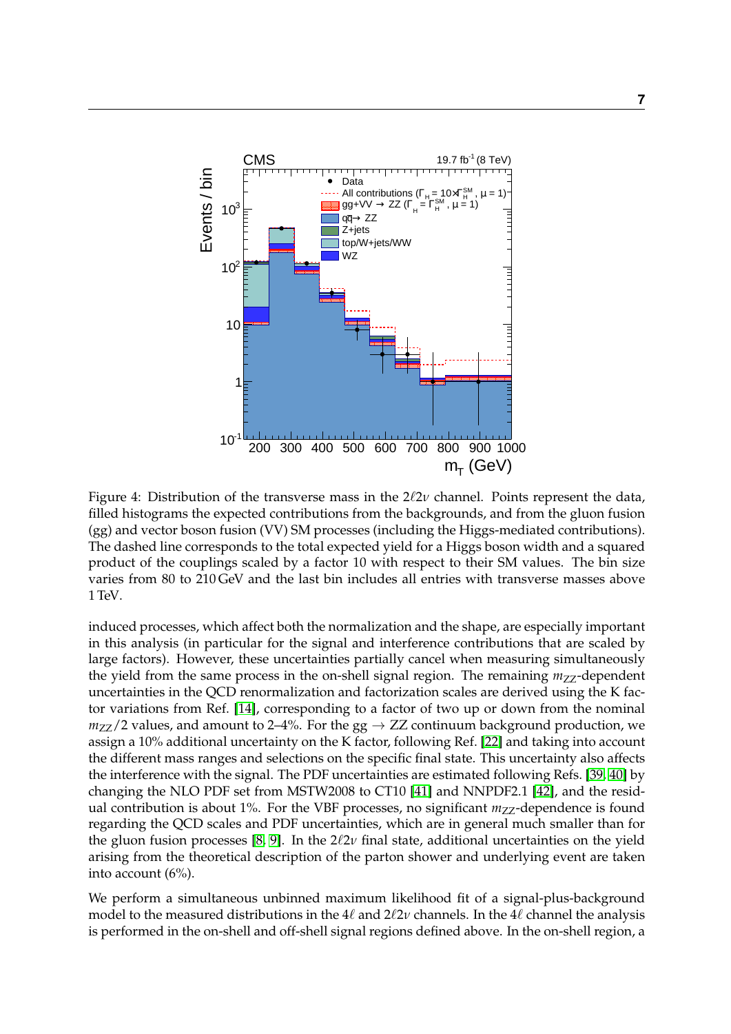Figure 4: Distribution of the transverse mass in the $2\ell2\nu$ channel. Points represent the data, filled histograms the expected contributions from the backgrounds, and from the gluon fusion (gg) and vector boson fusion (VV) SM processes (including the Higgs-mediated contributions). The dashed line corresponds to the total expected yield for a Higgs boson width and a squared product of the couplings scaled by a factor 10 with respect to their SM values. The bin size varies from 80 to 210 GeV and the last bin includes all entries with transverse masses above 1 TeV.

induced processes, which affect both the normalization and the shape, are especially important in this analysis (in particular for the signal and interference contributions that are scaled by large factors). However, these uncertainties partially cancel when measuring simultaneously the yield from the same process in the on-shell signal region. The remaining $m_{ZZ}$-dependent uncertainties in the QCD renormalization and factorization scales are derived using the K factor variations from Ref. [14], corresponding to a factor of two up or down from the nominal $m_{ZZ}/2$ values, and amount to 2–4%. For the gg $\rightarrow$ ZZ continuum background production, we assign a 10% additional uncertainty on the K factor, following Ref. [22] and taking into account the different mass ranges and selections on the specific final state. This uncertainty also affects the interference with the signal. The PDF uncertainties are estimated following Refs. [39, 40] by changing the NLO PDF set from MSTW2008 to CT10 [41] and NNPDF2.1 [42], and the residual contribution is about 1%. For the VBF processes, no significant $m_{ZZ}$-dependence is found regarding the QCD scales and PDF uncertainties, which are in general much smaller than for the gluon fusion processes [8, 9]. In the $2\ell2\nu$ final state, additional uncertainties on the yield arising from the theoretical description of the parton shower and underlying event are taken into account (6%).

We perform a simultaneous unbinned maximum likelihood fit of a signal-plus-background model to the measured distributions in the $4\ell$ and $2\ell2\nu$ channels. In the $4\ell$ channel the analysis is performed in the on-shell and off-shell signal regions defined above. In the on-shell region, a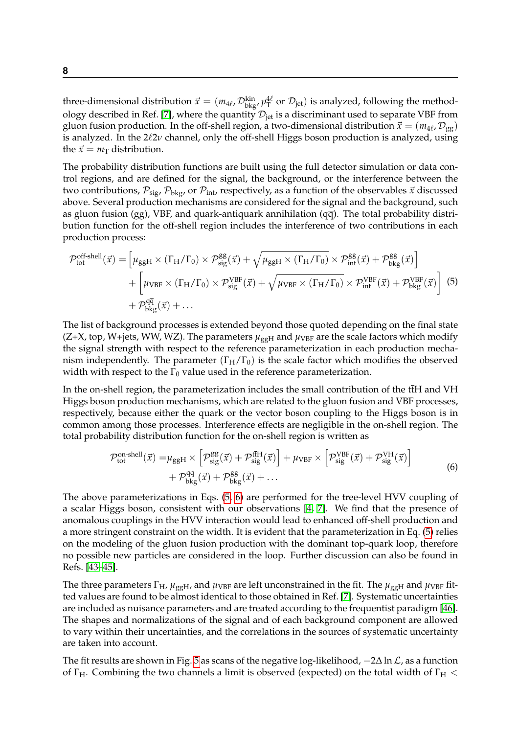three-dimensional distribution $\vec{x} = (m_{4\ell}, \mathcal{D}^{\text{kin}}_{\text{bkg}}, p^{4\ell}_{\text{T}}$ or $\mathcal{D}_{\text{jet}})$ is analyzed, following the methodology described in Ref. [7], where the quantity $\mathcal{D}_{\text{jet}}$ is a discriminant used to separate VBF from gluon fusion production. In the off-shell region, a two-dimensional distribution $\vec{x} = (m_{4\ell}, \mathcal{D}_{\text{gg}})$ is analyzed. In the $2\ell 2\nu$ channel, only the off-shell Higgs boson production is analyzed, using the $\vec{x} = m_{\text{T}}$ distribution.

The probability distribution functions are built using the full detector simulation or data control regions, and are defined for the signal, the background, or the interference between the two contributions, $\mathcal{P}_{\text{sig}}$, $\mathcal{P}_{\text{bkg}}$, or $\mathcal{P}_{\text{int}}$, respectively, as a function of the observables $\vec{x}$ discussed above. Several production mechanisms are considered for the signal and the background, such as gluon fusion (gg), VBF, and quark-antiquark annihilation ($\text{q}\overline{\text{q}}$). The total probability distribution function for the off-shell region includes the interference of two contributions in each production process:

$$\begin{aligned}\mathcal{P}^{\text{off-shell}}_{\text{tot}}(\vec{x}) = &\left[\mu_{\text{ggH}} \times (\Gamma_{\text{H}}/\Gamma_0) \times \mathcal{P}^{\text{gg}}_{\text{sig}}(\vec{x}) + \sqrt{\mu_{\text{ggH}} \times (\Gamma_{\text{H}}/\Gamma_0)} \times \mathcal{P}^{\text{gg}}_{\text{int}}(\vec{x}) + \mathcal{P}^{\text{gg}}_{\text{bkg}}(\vec{x})\right] \\ &+ \left[\mu_{\text{VBF}} \times (\Gamma_{\text{H}}/\Gamma_0) \times \mathcal{P}^{\text{VBF}}_{\text{sig}}(\vec{x}) + \sqrt{\mu_{\text{VBF}} \times (\Gamma_{\text{H}}/\Gamma_0)} \times \mathcal{P}^{\text{VBF}}_{\text{int}}(\vec{x}) + \mathcal{P}^{\text{VBF}}_{\text{bkg}}(\vec{x})\right] \\ &+ \mathcal{P}^{\text{q}\overline{\text{q}}}_{\text{bkg}}(\vec{x}) + \ldots\end{aligned} \tag{5}$$

The list of background processes is extended beyond those quoted depending on the final state (Z+X, top, W+jets, WW, WZ). The parameters $\mu_{\text{ggH}}$ and $\mu_{\text{VBF}}$ are the scale factors which modify the signal strength with respect to the reference parameterization in each production mechanism independently. The parameter $(\Gamma_{\text{H}}/\Gamma_0)$ is the scale factor which modifies the observed width with respect to the $\Gamma_0$ value used in the reference parameterization.

In the on-shell region, the parameterization includes the small contribution of the $\text{t}\overline{\text{t}}\text{H}$ and VH Higgs boson production mechanisms, which are related to the gluon fusion and VBF processes, respectively, because either the quark or the vector boson coupling to the Higgs boson is in common among those processes. Interference effects are negligible in the on-shell region. The total probability distribution function for the on-shell region is written as

$$\begin{aligned}\mathcal{P}^{\text{on-shell}}_{\text{tot}}(\vec{x}) = &\mu_{\text{ggH}} \times \left[\mathcal{P}^{\text{gg}}_{\text{sig}}(\vec{x}) + \mathcal{P}^{\text{t}\overline{\text{t}}\text{H}}_{\text{sig}}(\vec{x})\right] + \mu_{\text{VBF}} \times \left[\mathcal{P}^{\text{VBF}}_{\text{sig}}(\vec{x}) + \mathcal{P}^{\text{VH}}_{\text{sig}}(\vec{x})\right] \\ &+ \mathcal{P}^{\text{q}\overline{\text{q}}}_{\text{bkg}}(\vec{x}) + \mathcal{P}^{\text{gg}}_{\text{bkg}}(\vec{x}) + \ldots\end{aligned} \tag{6}$$

The above parameterizations in Eqs. (5, 6) are performed for the tree-level HVV coupling of a scalar Higgs boson, consistent with our observations [4, 7]. We find that the presence of anomalous couplings in the HVV interaction would lead to enhanced off-shell production and a more stringent constraint on the width. It is evident that the parameterization in Eq. (5) relies on the modeling of the gluon fusion production with the dominant top-quark loop, therefore no possible new particles are considered in the loop. Further discussion can also be found in Refs. [43–45].

The three parameters $\Gamma_{\text{H}}$, $\mu_{\text{ggH}}$, and $\mu_{\text{VBF}}$ are left unconstrained in the fit. The $\mu_{\text{ggH}}$ and $\mu_{\text{VBF}}$ fitted values are found to be almost identical to those obtained in Ref. [7]. Systematic uncertainties are included as nuisance parameters and are treated according to the frequentist paradigm [46]. The shapes and normalizations of the signal and of each background component are allowed to vary within their uncertainties, and the correlations in the sources of systematic uncertainty are taken into account.

The fit results are shown in Fig. 5 as scans of the negative log-likelihood, $-2\Delta \ln \mathcal{L}$, as a function of $\Gamma_{\text{H}}$. Combining the two channels a limit is observed (expected) on the total width of $\Gamma_{\text{H}} <$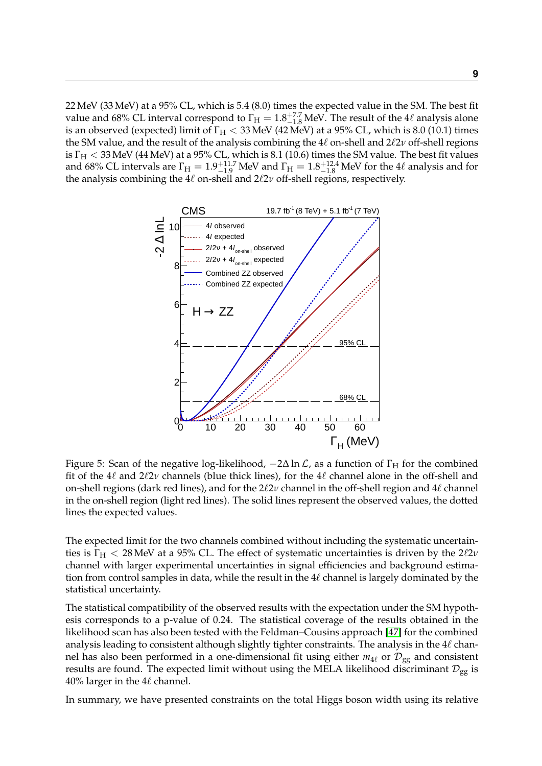22 MeV (33 MeV) at a 95% CL, which is 5.4 (8.0) times the expected value in the SM. The best fit value and 68% CL interval correspond to $\Gamma_H = 1.8^{+7.7}_{-1.8}$ MeV. The result of the $4\ell$ analysis alone is an observed (expected) limit of $\Gamma_H < 33$ MeV (42 MeV) at a 95% CL, which is 8.0 (10.1) times the SM value, and the result of the analysis combining the $4\ell$ on-shell and $2\ell 2\nu$ off-shell regions is $\Gamma_H < 33$ MeV (44 MeV) at a 95% CL, which is 8.1 (10.6) times the SM value. The best fit values and 68% CL intervals are $\Gamma_H = 1.9^{+11.7}_{-1.9}$ MeV and $\Gamma_H = 1.8^{+12.4}_{-1.8}$ MeV for the $4\ell$ analysis and for the analysis combining the $4\ell$ on-shell and $2\ell 2\nu$ off-shell regions, respectively.

Figure 5: Scan of the negative log-likelihood, $-2\Delta \ln \mathcal{L}$, as a function of $\Gamma_H$ for the combined fit of the $4\ell$ and $2\ell 2\nu$ channels (blue thick lines), for the $4\ell$ channel alone in the off-shell and on-shell regions (dark red lines), and for the $2\ell 2\nu$ channel in the off-shell region and $4\ell$ channel in the on-shell region (light red lines). The solid lines represent the observed values, the dotted lines the expected values.

The expected limit for the two channels combined without including the systematic uncertainties is $\Gamma_H < 28$ MeV at a 95% CL. The effect of systematic uncertainties is driven by the $2\ell 2\nu$ channel with larger experimental uncertainties in signal efficiencies and background estimation from control samples in data, while the result in the $4\ell$ channel is largely dominated by the statistical uncertainty.

The statistical compatibility of the observed results with the expectation under the SM hypothesis corresponds to a p-value of 0.24. The statistical coverage of the results obtained in the likelihood scan has also been tested with the Feldman–Cousins approach [47] for the combined analysis leading to consistent although slightly tighter constraints. The analysis in the $4\ell$ channel has also been performed in a one-dimensional fit using either $m_{4\ell}$ or $\mathcal{D}_{gg}$ and consistent results are found. The expected limit without using the MELA likelihood discriminant $\mathcal{D}_{gg}$ is 40% larger in the $4\ell$ channel.

In summary, we have presented constraints on the total Higgs boson width using its relative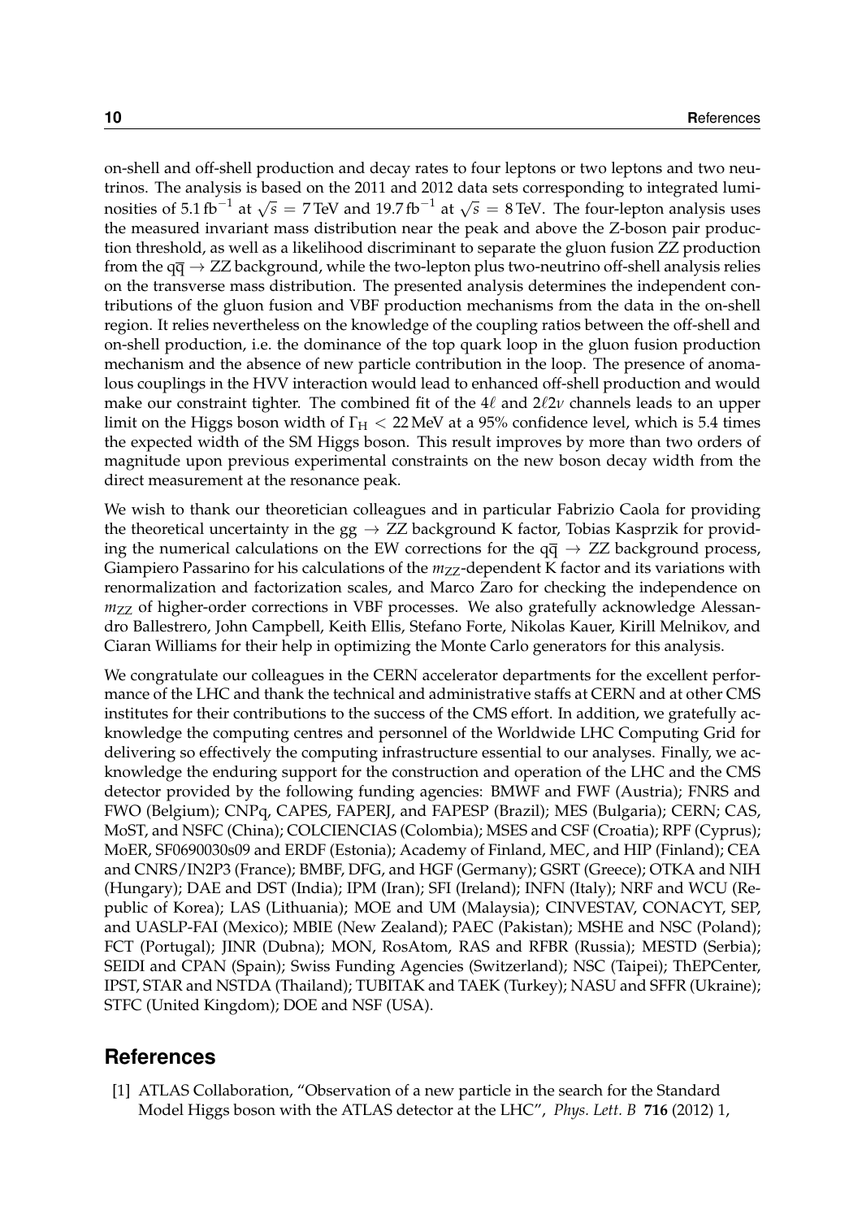on-shell and off-shell production and decay rates to four leptons or two leptons and two neutrinos. The analysis is based on the 2011 and 2012 data sets corresponding to integrated luminosities of 5.1 $\mathrm{fb}^{-1}$ at $\sqrt{s} = 7$ TeV and 19.7 $\mathrm{fb}^{-1}$ at $\sqrt{s} = 8$ TeV. The four-lepton analysis uses the measured invariant mass distribution near the peak and above the Z-boson pair production threshold, as well as a likelihood discriminant to separate the gluon fusion ZZ production from the $\mathrm{q\overline{q}} \to \mathrm{ZZ}$ background, while the two-lepton plus two-neutrino off-shell analysis relies on the transverse mass distribution. The presented analysis determines the independent contributions of the gluon fusion and VBF production mechanisms from the data in the on-shell region. It relies nevertheless on the knowledge of the coupling ratios between the off-shell and on-shell production, i.e. the dominance of the top quark loop in the gluon fusion production mechanism and the absence of new particle contribution in the loop. The presence of anomalous couplings in the HVV interaction would lead to enhanced off-shell production and would make our constraint tighter. The combined fit of the $4\ell$ and $2\ell 2\nu$ channels leads to an upper limit on the Higgs boson width of $\Gamma_{\mathrm{H}} < 22$ MeV at a 95% confidence level, which is 5.4 times the expected width of the SM Higgs boson. This result improves by more than two orders of magnitude upon previous experimental constraints on the new boson decay width from the direct measurement at the resonance peak.

We wish to thank our theoretician colleagues and in particular Fabrizio Caola for providing the theoretical uncertainty in the $\mathrm{gg} \to \mathrm{ZZ}$ background K factor, Tobias Kasprzik for providing the numerical calculations on the EW corrections for the $\mathrm{q\overline{q}} \to \mathrm{ZZ}$ background process, Giampiero Passarino for his calculations of the $m_{\mathrm{ZZ}}$-dependent K factor and its variations with renormalization and factorization scales, and Marco Zaro for checking the independence on $m_{\mathrm{ZZ}}$ of higher-order corrections in VBF processes. We also gratefully acknowledge Alessandro Ballestrero, John Campbell, Keith Ellis, Stefano Forte, Nikolas Kauer, Kirill Melnikov, and Ciaran Williams for their help in optimizing the Monte Carlo generators for this analysis.

We congratulate our colleagues in the CERN accelerator departments for the excellent performance of the LHC and thank the technical and administrative staffs at CERN and at other CMS institutes for their contributions to the success of the CMS effort. In addition, we gratefully acknowledge the computing centres and personnel of the Worldwide LHC Computing Grid for delivering so effectively the computing infrastructure essential to our analyses. Finally, we acknowledge the enduring support for the construction and operation of the LHC and the CMS detector provided by the following funding agencies: BMWF and FWF (Austria); FNRS and FWO (Belgium); CNPq, CAPES, FAPERJ, and FAPESP (Brazil); MES (Bulgaria); CERN; CAS, MoST, and NSFC (China); COLCIENCIAS (Colombia); MSES and CSF (Croatia); RPF (Cyprus); MoER, SF0690030s09 and ERDF (Estonia); Academy of Finland, MEC, and HIP (Finland); CEA and CNRS/IN2P3 (France); BMBF, DFG, and HGF (Germany); GSRT (Greece); OTKA and NIH (Hungary); DAE and DST (India); IPM (Iran); SFI (Ireland); INFN (Italy); NRF and WCU (Republic of Korea); LAS (Lithuania); MOE and UM (Malaysia); CINVESTAV, CONACYT, SEP, and UASLP-FAI (Mexico); MBIE (New Zealand); PAEC (Pakistan); MSHE and NSC (Poland); FCT (Portugal); JINR (Dubna); MON, RosAtom, RAS and RFBR (Russia); MESTD (Serbia); SEIDI and CPAN (Spain); Swiss Funding Agencies (Switzerland); NSC (Taipei); ThEPCenter, IPST, STAR and NSTDA (Thailand); TUBITAK and TAEK (Turkey); NASU and SFFR (Ukraine); STFC (United Kingdom); DOE and NSF (USA).

## References

[1] ATLAS Collaboration, "Observation of a new particle in the search for the Standard Model Higgs boson with the ATLAS detector at the LHC", *Phys. Lett. B* **716** (2012) 1,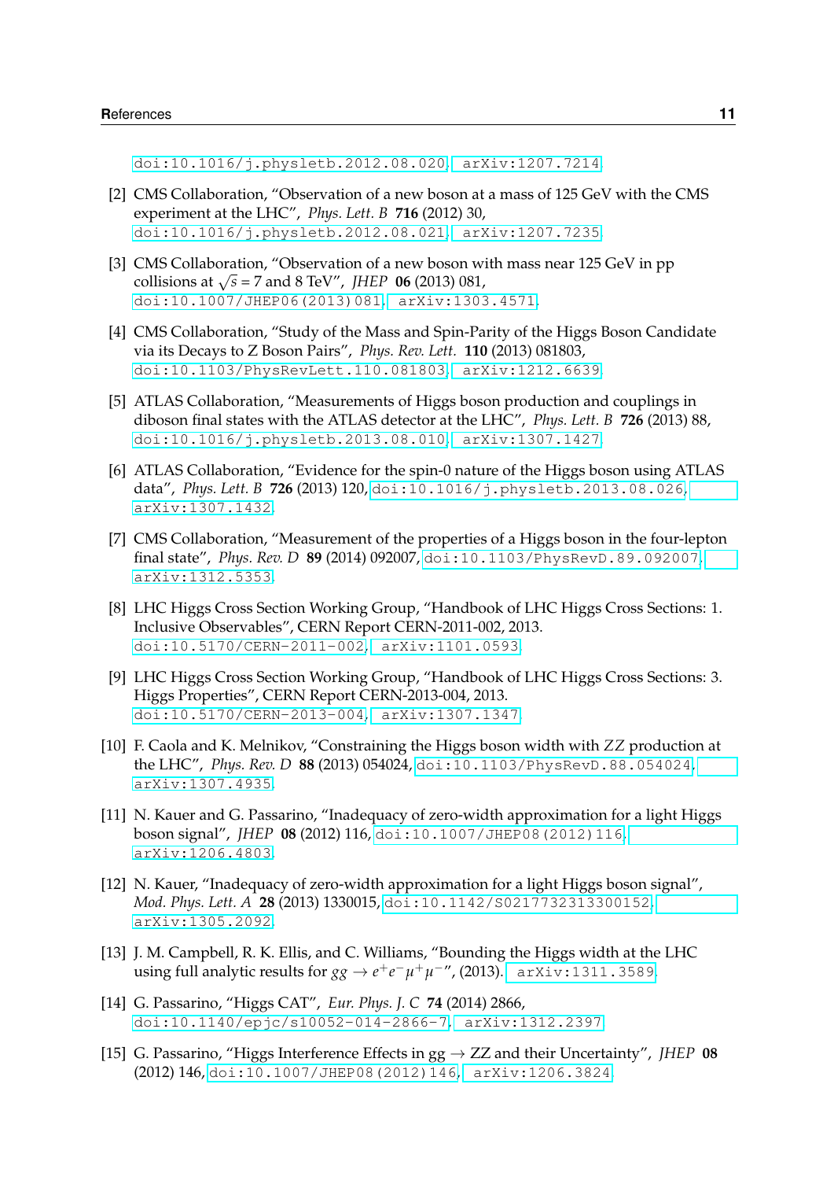doi:10.1016/j.physletb.2012.08.020, arXiv:1207.7214.

[2] CMS Collaboration, "Observation of a new boson at a mass of 125 GeV with the CMS experiment at the LHC", *Phys. Lett. B* **716** (2012) 30, doi:10.1016/j.physletb.2012.08.021, arXiv:1207.7235.

[3] CMS Collaboration, "Observation of a new boson with mass near 125 GeV in pp collisions at $\sqrt{s} = 7$ and 8 TeV", *JHEP* **06** (2013) 081, doi:10.1007/JHEP06(2013)081, arXiv:1303.4571.

[4] CMS Collaboration, "Study of the Mass and Spin-Parity of the Higgs Boson Candidate via its Decays to Z Boson Pairs", *Phys. Rev. Lett.* **110** (2013) 081803, doi:10.1103/PhysRevLett.110.081803, arXiv:1212.6639.

[5] ATLAS Collaboration, "Measurements of Higgs boson production and couplings in diboson final states with the ATLAS detector at the LHC", *Phys. Lett. B* **726** (2013) 88, doi:10.1016/j.physletb.2013.08.010, arXiv:1307.1427.

[6] ATLAS Collaboration, "Evidence for the spin-0 nature of the Higgs boson using ATLAS data", *Phys. Lett. B* **726** (2013) 120, doi:10.1016/j.physletb.2013.08.026, arXiv:1307.1432.

[7] CMS Collaboration, "Measurement of the properties of a Higgs boson in the four-lepton final state", *Phys. Rev. D* **89** (2014) 092007, doi:10.1103/PhysRevD.89.092007, arXiv:1312.5353.

[8] LHC Higgs Cross Section Working Group, "Handbook of LHC Higgs Cross Sections: 1. Inclusive Observables", CERN Report CERN-2011-002, 2013. doi:10.5170/CERN-2011-002, arXiv:1101.0593.

[9] LHC Higgs Cross Section Working Group, "Handbook of LHC Higgs Cross Sections: 3. Higgs Properties", CERN Report CERN-2013-004, 2013. doi:10.5170/CERN-2013-004, arXiv:1307.1347.

[10] F. Caola and K. Melnikov, "Constraining the Higgs boson width with $ZZ$ production at the LHC", *Phys. Rev. D* **88** (2013) 054024, doi:10.1103/PhysRevD.88.054024, arXiv:1307.4935.

[11] N. Kauer and G. Passarino, "Inadequacy of zero-width approximation for a light Higgs boson signal", *JHEP* **08** (2012) 116, doi:10.1007/JHEP08(2012)116, arXiv:1206.4803.

[12] N. Kauer, "Inadequacy of zero-width approximation for a light Higgs boson signal", *Mod. Phys. Lett. A* **28** (2013) 1330015, doi:10.1142/S0217732313300152, arXiv:1305.2092.

[13] J. M. Campbell, R. K. Ellis, and C. Williams, "Bounding the Higgs width at the LHC using full analytic results for $gg \to e^+e^-\mu^+\mu^-$", (2013). arXiv:1311.3589.

[14] G. Passarino, "Higgs CAT", *Eur. Phys. J. C* **74** (2014) 2866, doi:10.1140/epjc/s10052-014-2866-7, arXiv:1312.2397.

[15] G. Passarino, "Higgs Interference Effects in gg $\to$ ZZ and their Uncertainty", *JHEP* **08** (2012) 146, doi:10.1007/JHEP08(2012)146, arXiv:1206.3824.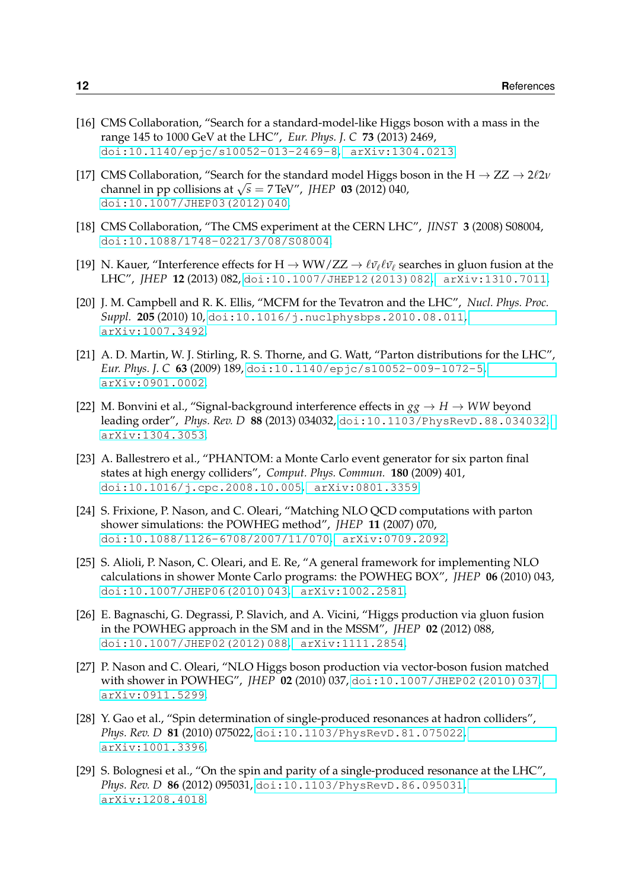[16] CMS Collaboration, “Search for a standard-model-like Higgs boson with a mass in the range 145 to 1000 GeV at the LHC”, *Eur. Phys. J. C* **73** (2013) 2469, doi:10.1140/epjc/s10052-013-2469-8, arXiv:1304.0213.

[17] CMS Collaboration, “Search for the standard model Higgs boson in the $\mathrm{H} \to \mathrm{ZZ} \to 2\ell 2\nu$ channel in pp collisions at $\sqrt{s} = 7\,\mathrm{TeV}$”, *JHEP* **03** (2012) 040, doi:10.1007/JHEP03(2012)040.

[18] CMS Collaboration, “The CMS experiment at the CERN LHC”, *JINST* **3** (2008) S08004, doi:10.1088/1748-0221/3/08/S08004.

[19] N. Kauer, “Interference effects for $\mathrm{H} \to \mathrm{WW/ZZ} \to \ell\bar{\nu}_\ell \ell\bar{\nu}_\ell$ searches in gluon fusion at the LHC”, *JHEP* **12** (2013) 082, doi:10.1007/JHEP12(2013)082, arXiv:1310.7011.

[20] J. M. Campbell and R. K. Ellis, “MCFM for the Tevatron and the LHC”, *Nucl. Phys. Proc. Suppl.* **205** (2010) 10, doi:10.1016/j.nuclphysbps.2010.08.011, arXiv:1007.3492.

[21] A. D. Martin, W. J. Stirling, R. S. Thorne, and G. Watt, “Parton distributions for the LHC”, *Eur. Phys. J. C* **63** (2009) 189, doi:10.1140/epjc/s10052-009-1072-5, arXiv:0901.0002.

[22] M. Bonvini et al., “Signal-background interference effects in $gg \to H \to WW$ beyond leading order”, *Phys. Rev. D* **88** (2013) 034032, doi:10.1103/PhysRevD.88.034032, arXiv:1304.3053.

[23] A. Ballestrero et al., “PHANTOM: a Monte Carlo event generator for six parton final states at high energy colliders”, *Comput. Phys. Commun.* **180** (2009) 401, doi:10.1016/j.cpc.2008.10.005, arXiv:0801.3359.

[24] S. Frixione, P. Nason, and C. Oleari, “Matching NLO QCD computations with parton shower simulations: the POWHEG method”, *JHEP* **11** (2007) 070, doi:10.1088/1126-6708/2007/11/070, arXiv:0709.2092.

[25] S. Alioli, P. Nason, C. Oleari, and E. Re, “A general framework for implementing NLO calculations in shower Monte Carlo programs: the POWHEG BOX”, *JHEP* **06** (2010) 043, doi:10.1007/JHEP06(2010)043, arXiv:1002.2581.

[26] E. Bagnaschi, G. Degrassi, P. Slavich, and A. Vicini, “Higgs production via gluon fusion in the POWHEG approach in the SM and in the MSSM”, *JHEP* **02** (2012) 088, doi:10.1007/JHEP02(2012)088, arXiv:1111.2854.

[27] P. Nason and C. Oleari, “NLO Higgs boson production via vector-boson fusion matched with shower in POWHEG”, *JHEP* **02** (2010) 037, doi:10.1007/JHEP02(2010)037, arXiv:0911.5299.

[28] Y. Gao et al., “Spin determination of single-produced resonances at hadron colliders”, *Phys. Rev. D* **81** (2010) 075022, doi:10.1103/PhysRevD.81.075022, arXiv:1001.3396.

[29] S. Bolognesi et al., “On the spin and parity of a single-produced resonance at the LHC”, *Phys. Rev. D* **86** (2012) 095031, doi:10.1103/PhysRevD.86.095031, arXiv:1208.4018.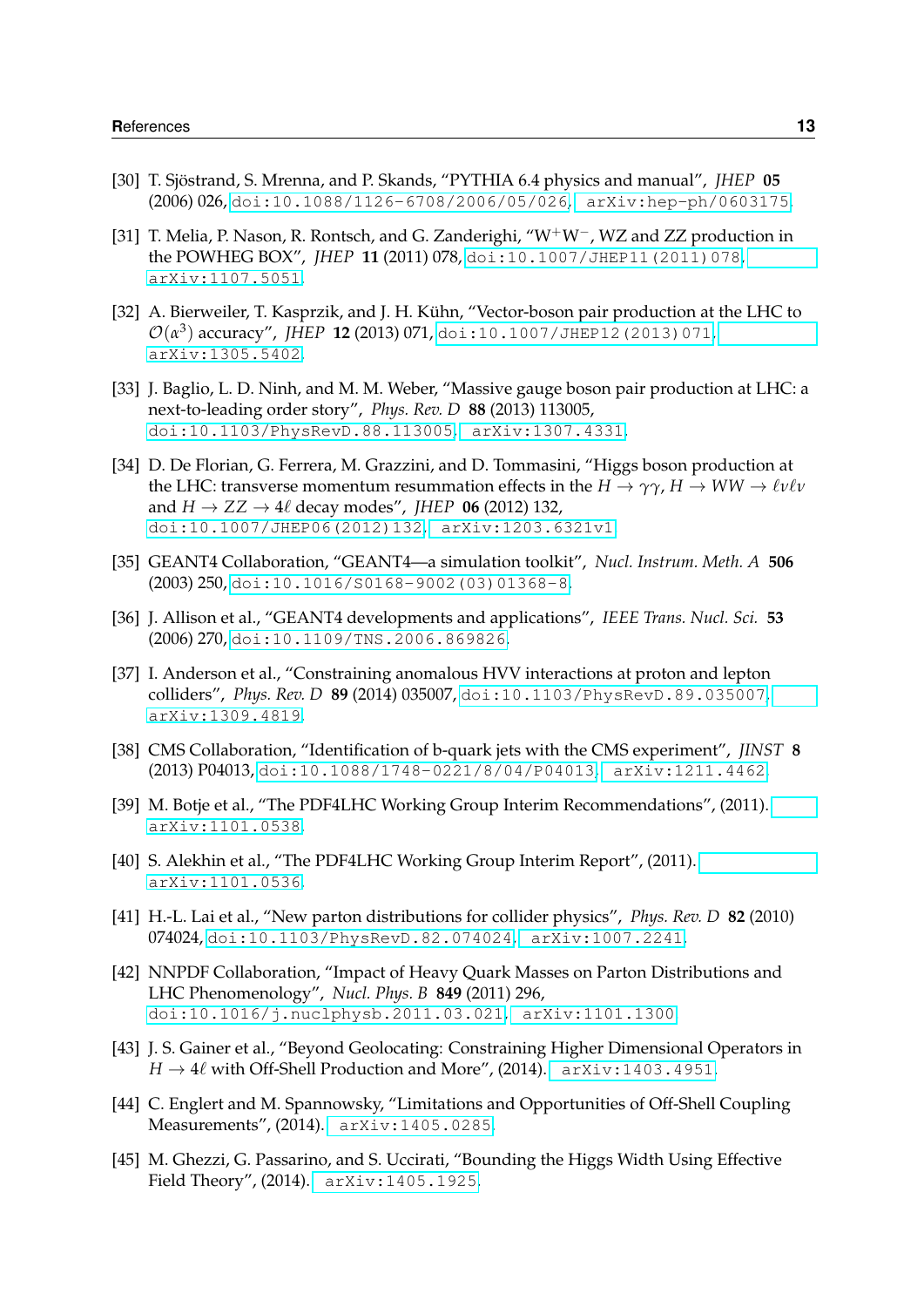[30] T. Sjöstrand, S. Mrenna, and P. Skands, “PYTHIA 6.4 physics and manual”, *JHEP* **05** (2006) 026, doi:10.1088/1126-6708/2006/05/026, arXiv:hep-ph/0603175.

[31] T. Melia, P. Nason, R. Rontsch, and G. Zanderighi, “$W^+W^-$, WZ and ZZ production in the POWHEG BOX”, *JHEP* **11** (2011) 078, doi:10.1007/JHEP11(2011)078, arXiv:1107.5051.

[32] A. Bierweiler, T. Kasprzik, and J. H. Kühn, “Vector-boson pair production at the LHC to $\mathcal{O}(\alpha^3)$ accuracy”, *JHEP* **12** (2013) 071, doi:10.1007/JHEP12(2013)071, arXiv:1305.5402.

[33] J. Baglio, L. D. Ninh, and M. M. Weber, “Massive gauge boson pair production at LHC: a next-to-leading order story”, *Phys. Rev. D* **88** (2013) 113005, doi:10.1103/PhysRevD.88.113005, arXiv:1307.4331.

[34] D. De Florian, G. Ferrera, M. Grazzini, and D. Tommasini, “Higgs boson production at the LHC: transverse momentum resummation effects in the $H \to \gamma\gamma$, $H \to WW \to \ell\nu\ell\nu$ and $H \to ZZ \to 4\ell$ decay modes”, *JHEP* **06** (2012) 132, doi:10.1007/JHEP06(2012)132, arXiv:1203.6321v1.

[35] GEANT4 Collaboration, “GEANT4—a simulation toolkit”, *Nucl. Instrum. Meth. A* **506** (2003) 250, doi:10.1016/S0168-9002(03)01368-8.

[36] J. Allison et al., “GEANT4 developments and applications”, *IEEE Trans. Nucl. Sci.* **53** (2006) 270, doi:10.1109/TNS.2006.869826.

[37] I. Anderson et al., “Constraining anomalous HVV interactions at proton and lepton colliders”, *Phys. Rev. D* **89** (2014) 035007, doi:10.1103/PhysRevD.89.035007, arXiv:1309.4819.

[38] CMS Collaboration, “Identification of b-quark jets with the CMS experiment”, *JINST* **8** (2013) P04013, doi:10.1088/1748-0221/8/04/P04013, arXiv:1211.4462.

[39] M. Botje et al., “The PDF4LHC Working Group Interim Recommendations”, (2011). arXiv:1101.0538.

[40] S. Alekhin et al., “The PDF4LHC Working Group Interim Report”, (2011). arXiv:1101.0536.

[41] H.-L. Lai et al., “New parton distributions for collider physics”, *Phys. Rev. D* **82** (2010) 074024, doi:10.1103/PhysRevD.82.074024, arXiv:1007.2241.

[42] NNPDF Collaboration, “Impact of Heavy Quark Masses on Parton Distributions and LHC Phenomenology”, *Nucl. Phys. B* **849** (2011) 296, doi:10.1016/j.nuclphysb.2011.03.021, arXiv:1101.1300.

[43] J. S. Gainer et al., “Beyond Geolocating: Constraining Higher Dimensional Operators in $H \to 4\ell$ with Off-Shell Production and More”, (2014). arXiv:1403.4951.

[44] C. Englert and M. Spannowsky, “Limitations and Opportunities of Off-Shell Coupling Measurements”, (2014). arXiv:1405.0285.

[45] M. Ghezzi, G. Passarino, and S. Uccirati, “Bounding the Higgs Width Using Effective Field Theory”, (2014). arXiv:1405.1925.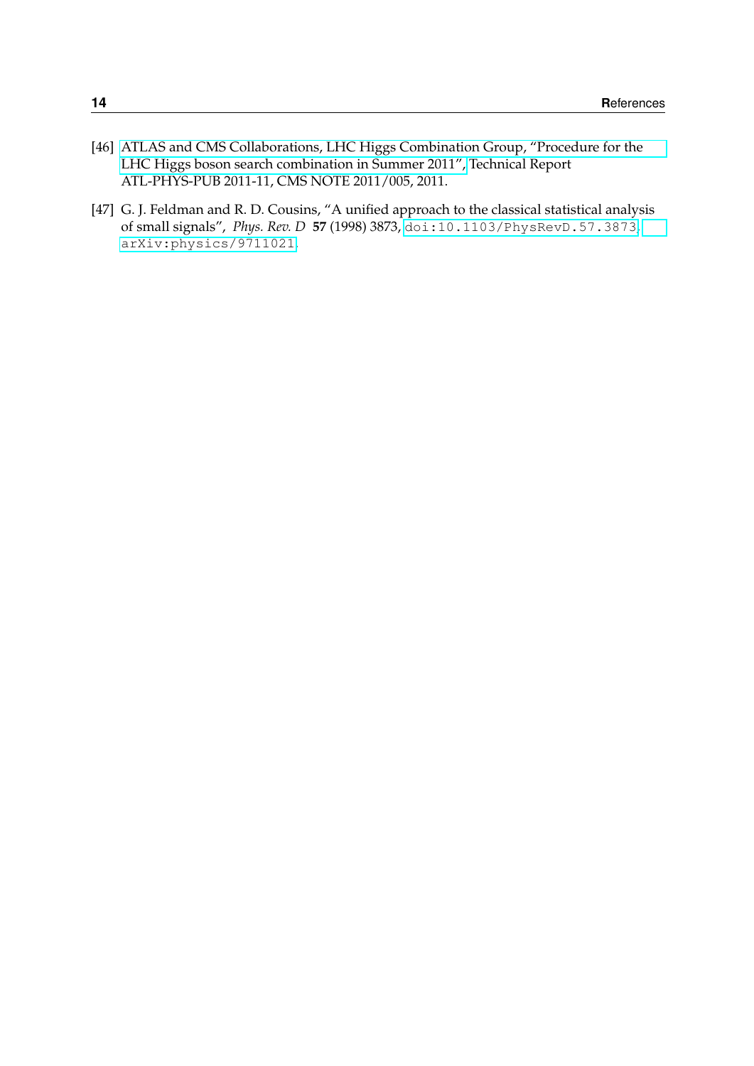[46] ATLAS and CMS Collaborations, LHC Higgs Combination Group, "Procedure for the LHC Higgs boson search combination in Summer 2011", Technical Report ATL-PHYS-PUB 2011-11, CMS NOTE 2011/005, 2011.

[47] G. J. Feldman and R. D. Cousins, "A unified approach to the classical statistical analysis of small signals", *Phys. Rev. D* **57** (1998) 3873, `doi:10.1103/PhysRevD.57.3873`, `arXiv:physics/9711021`.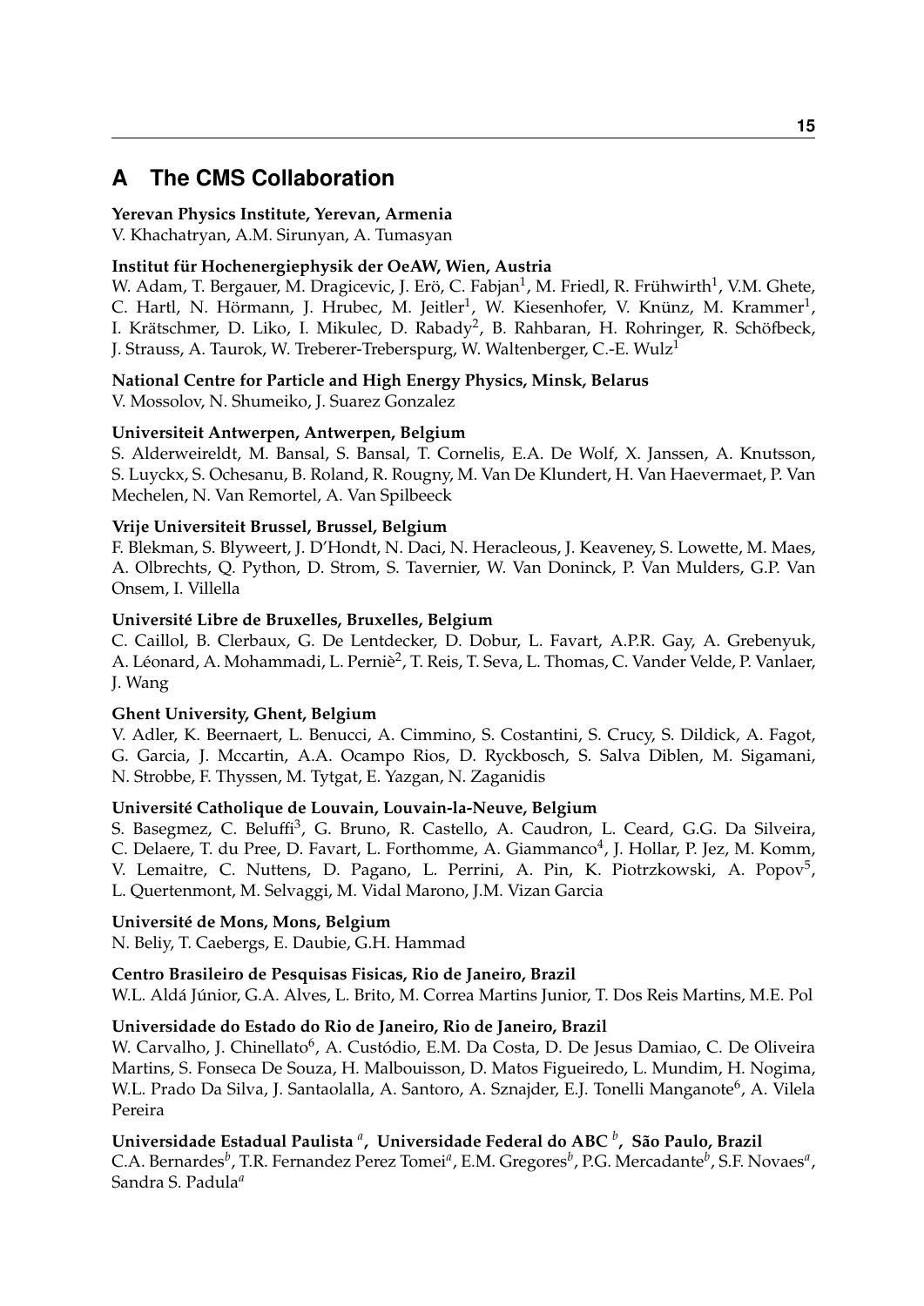# A The CMS Collaboration

**Yerevan Physics Institute, Yerevan, Armenia**
V. Khachatryan, A.M. Sirunyan, A. Tumasyan

**Institut für Hochenergiephysik der OeAW, Wien, Austria**
W. Adam, T. Bergauer, M. Dragicevic, J. Erö, C. Fabjan[1], M. Friedl, R. Frühwirth[1], V.M. Ghete, C. Hartl, N. Hörmann, J. Hrubec, M. Jeitler[1], W. Kiesenhofer, V. Knünz, M. Krammer[1], I. Krätschmer, D. Liko, I. Mikulec, D. Rabady[2], B. Rahbaran, H. Rohringer, R. Schöfbeck, J. Strauss, A. Taurok, W. Treberer-Treberspurg, W. Waltenberger, C.-E. Wulz[1]

**National Centre for Particle and High Energy Physics, Minsk, Belarus**
V. Mossolov, N. Shumeiko, J. Suarez Gonzalez

**Universiteit Antwerpen, Antwerpen, Belgium**
S. Alderweireldt, M. Bansal, S. Bansal, T. Cornelis, E.A. De Wolf, X. Janssen, A. Knutsson, S. Luyckx, S. Ochesanu, B. Roland, R. Rougny, M. Van De Klundert, H. Van Haevermaet, P. Van Mechelen, N. Van Remortel, A. Van Spilbeeck

**Vrije Universiteit Brussel, Brussel, Belgium**
F. Blekman, S. Blyweert, J. D'Hondt, N. Daci, N. Heracleous, J. Keaveney, S. Lowette, M. Maes, A. Olbrechts, Q. Python, D. Strom, S. Tavernier, W. Van Doninck, P. Van Mulders, G.P. Van Onsem, I. Villella

**Université Libre de Bruxelles, Bruxelles, Belgium**
C. Caillol, B. Clerbaux, G. De Lentdecker, D. Dobur, L. Favart, A.P.R. Gay, A. Grebenyuk, A. Léonard, A. Mohammadi, L. Perniè[2], T. Reis, T. Seva, L. Thomas, C. Vander Velde, P. Vanlaer, J. Wang

**Ghent University, Ghent, Belgium**
V. Adler, K. Beernaert, L. Benucci, A. Cimmino, S. Costantini, S. Crucy, S. Dildick, A. Fagot, G. Garcia, J. Mccartin, A.A. Ocampo Rios, D. Ryckbosch, S. Salva Diblen, M. Sigamani, N. Strobbe, F. Thyssen, M. Tytgat, E. Yazgan, N. Zaganidis

**Université Catholique de Louvain, Louvain-la-Neuve, Belgium**
S. Basegmez, C. Beluffi[3], G. Bruno, R. Castello, A. Caudron, L. Ceard, G.G. Da Silveira, C. Delaere, T. du Pree, D. Favart, L. Forthomme, A. Giammanco[4], J. Hollar, P. Jez, M. Komm, V. Lemaitre, C. Nuttens, D. Pagano, L. Perrini, A. Pin, K. Piotrzkowski, A. Popov[5], L. Quertenmont, M. Selvaggi, M. Vidal Marono, J.M. Vizan Garcia

**Université de Mons, Mons, Belgium**
N. Beliy, T. Caebergs, E. Daubie, G.H. Hammad

**Centro Brasileiro de Pesquisas Fisicas, Rio de Janeiro, Brazil**
W.L. Aldá Júnior, G.A. Alves, L. Brito, M. Correa Martins Junior, T. Dos Reis Martins, M.E. Pol

**Universidade do Estado do Rio de Janeiro, Rio de Janeiro, Brazil**
W. Carvalho, J. Chinellato[6], A. Custódio, E.M. Da Costa, D. De Jesus Damiao, C. De Oliveira Martins, S. Fonseca De Souza, H. Malbouisson, D. Matos Figueiredo, L. Mundim, H. Nogima, W.L. Prado Da Silva, J. Santaolalla, A. Santoro, A. Sznajder, E.J. Tonelli Manganote[6], A. Vilela Pereira

**Universidade Estadual Paulista [a], Universidade Federal do ABC [b], São Paulo, Brazil**
C.A. Bernardes[b], T.R. Fernandez Perez Tomei[a], E.M. Gregores[b], P.G. Mercadante[b], S.F. Novaes[a], Sandra S. Padula[a]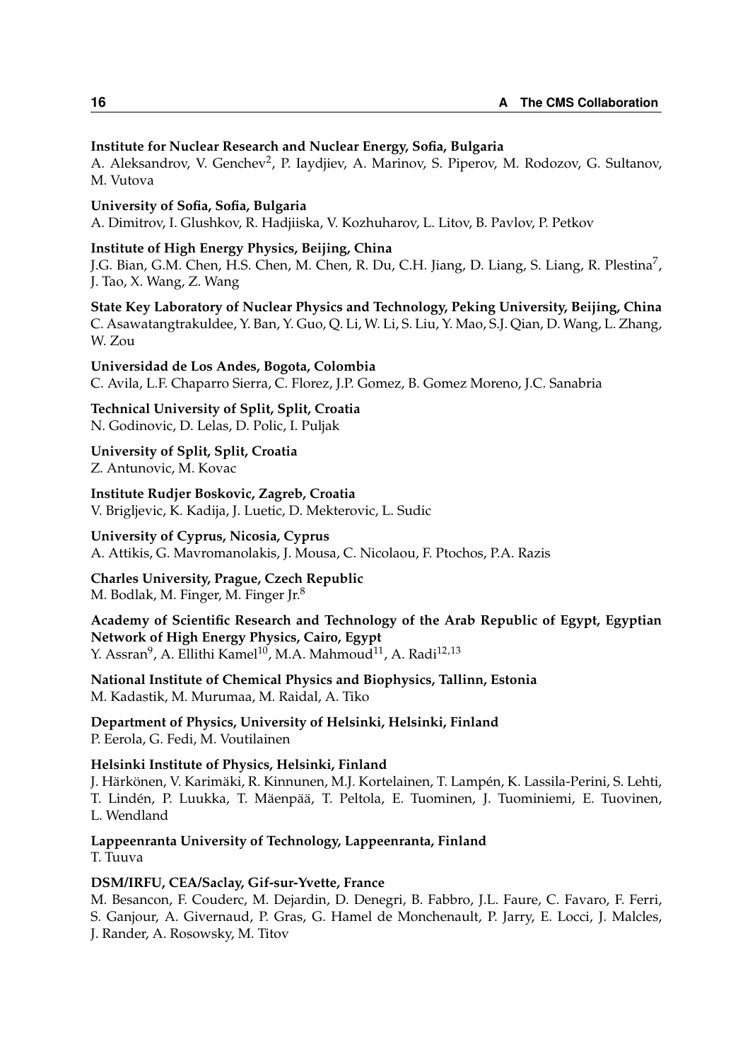**Institute for Nuclear Research and Nuclear Energy, Sofia, Bulgaria**
A. Aleksandrov, V. Genchev[2], P. Iaydjiev, A. Marinov, S. Piperov, M. Rodozov, G. Sultanov, M. Vutova

**University of Sofia, Sofia, Bulgaria**
A. Dimitrov, I. Glushkov, R. Hadjiiska, V. Kozhuharov, L. Litov, B. Pavlov, P. Petkov

**Institute of High Energy Physics, Beijing, China**
J.G. Bian, G.M. Chen, H.S. Chen, M. Chen, R. Du, C.H. Jiang, D. Liang, S. Liang, R. Plestina[7], J. Tao, X. Wang, Z. Wang

**State Key Laboratory of Nuclear Physics and Technology, Peking University, Beijing, China**
C. Asawatangtrakuldee, Y. Ban, Y. Guo, Q. Li, W. Li, S. Liu, Y. Mao, S.J. Qian, D. Wang, L. Zhang, W. Zou

**Universidad de Los Andes, Bogota, Colombia**
C. Avila, L.F. Chaparro Sierra, C. Florez, J.P. Gomez, B. Gomez Moreno, J.C. Sanabria

**Technical University of Split, Split, Croatia**
N. Godinovic, D. Lelas, D. Polic, I. Puljak

**University of Split, Split, Croatia**
Z. Antunovic, M. Kovac

**Institute Rudjer Boskovic, Zagreb, Croatia**
V. Brigljevic, K. Kadija, J. Luetic, D. Mekterovic, L. Sudic

**University of Cyprus, Nicosia, Cyprus**
A. Attikis, G. Mavromanolakis, J. Mousa, C. Nicolaou, F. Ptochos, P.A. Razis

**Charles University, Prague, Czech Republic**
M. Bodlak, M. Finger, M. Finger Jr.[8]

**Academy of Scientific Research and Technology of the Arab Republic of Egypt, Egyptian Network of High Energy Physics, Cairo, Egypt**
Y. Assran[9], A. Ellithi Kamel[10], M.A. Mahmoud[11], A. Radi[12,13]

**National Institute of Chemical Physics and Biophysics, Tallinn, Estonia**
M. Kadastik, M. Murumaa, M. Raidal, A. Tiko

**Department of Physics, University of Helsinki, Helsinki, Finland**
P. Eerola, G. Fedi, M. Voutilainen

**Helsinki Institute of Physics, Helsinki, Finland**
J. Härkönen, V. Karimäki, R. Kinnunen, M.J. Kortelainen, T. Lampén, K. Lassila-Perini, S. Lehti, T. Lindén, P. Luukka, T. Mäenpää, T. Peltola, E. Tuominen, J. Tuominiemi, E. Tuovinen, L. Wendland

**Lappeenranta University of Technology, Lappeenranta, Finland**
T. Tuuva

**DSM/IRFU, CEA/Saclay, Gif-sur-Yvette, France**
M. Besancon, F. Couderc, M. Dejardin, D. Denegri, B. Fabbro, J.L. Faure, C. Favaro, F. Ferri, S. Ganjour, A. Givernaud, P. Gras, G. Hamel de Monchenault, P. Jarry, E. Locci, J. Malcles, J. Rander, A. Rosowsky, M. Titov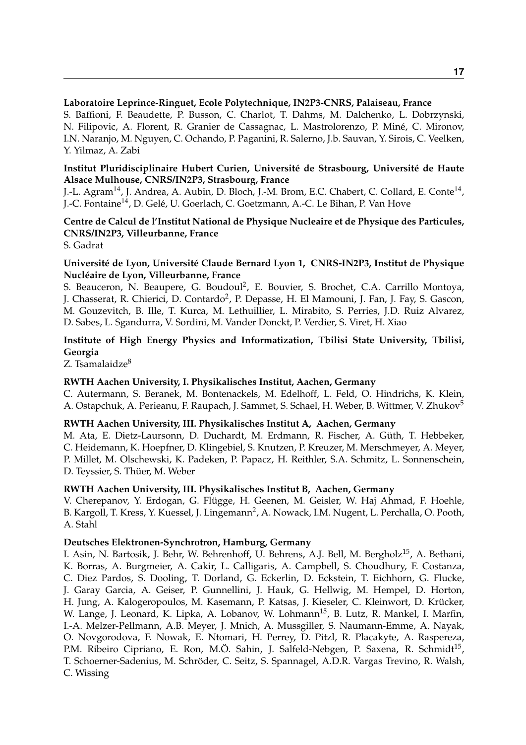**Laboratoire Leprince-Ringuet, Ecole Polytechnique, IN2P3-CNRS, Palaiseau, France**
S. Baffioni, F. Beaudette, P. Busson, C. Charlot, T. Dahms, M. Dalchenko, L. Dobrzynski, N. Filipovic, A. Florent, R. Granier de Cassagnac, L. Mastrolorenzo, P. Miné, C. Mironov, I.N. Naranjo, M. Nguyen, C. Ochando, P. Paganini, R. Salerno, J.b. Sauvan, Y. Sirois, C. Veelken, Y. Yilmaz, A. Zabi

**Institut Pluridisciplinaire Hubert Curien, Université de Strasbourg, Université de Haute Alsace Mulhouse, CNRS/IN2P3, Strasbourg, France**
J.-L. Agram[14], J. Andrea, A. Aubin, D. Bloch, J.-M. Brom, E.C. Chabert, C. Collard, E. Conte[14], J.-C. Fontaine[14], D. Gelé, U. Goerlach, C. Goetzmann, A.-C. Le Bihan, P. Van Hove

**Centre de Calcul de l'Institut National de Physique Nucleaire et de Physique des Particules, CNRS/IN2P3, Villeurbanne, France**
S. Gadrat

**Université de Lyon, Université Claude Bernard Lyon 1, CNRS-IN2P3, Institut de Physique Nucléaire de Lyon, Villeurbanne, France**
S. Beauceron, N. Beaupere, G. Boudoul[2], E. Bouvier, S. Brochet, C.A. Carrillo Montoya, J. Chasserat, R. Chierici, D. Contardo[2], P. Depasse, H. El Mamouni, J. Fan, J. Fay, S. Gascon, M. Gouzevitch, B. Ille, T. Kurca, M. Lethuillier, L. Mirabito, S. Perries, J.D. Ruiz Alvarez, D. Sabes, L. Sgandurra, V. Sordini, M. Vander Donckt, P. Verdier, S. Viret, H. Xiao

**Institute of High Energy Physics and Informatization, Tbilisi State University, Tbilisi, Georgia**
Z. Tsamalaidze[8]

**RWTH Aachen University, I. Physikalisches Institut, Aachen, Germany**
C. Autermann, S. Beranek, M. Bontenackels, M. Edelhoff, L. Feld, O. Hindrichs, K. Klein, A. Ostapchuk, A. Perieanu, F. Raupach, J. Sammet, S. Schael, H. Weber, B. Wittmer, V. Zhukov[5]

**RWTH Aachen University, III. Physikalisches Institut A, Aachen, Germany**
M. Ata, E. Dietz-Laursonn, D. Duchardt, M. Erdmann, R. Fischer, A. Güth, T. Hebbeker, C. Heidemann, K. Hoepfner, D. Klingebiel, S. Knutzen, P. Kreuzer, M. Merschmeyer, A. Meyer, P. Millet, M. Olschewski, K. Padeken, P. Papacz, H. Reithler, S.A. Schmitz, L. Sonnenschein, D. Teyssier, S. Thüer, M. Weber

**RWTH Aachen University, III. Physikalisches Institut B, Aachen, Germany**
V. Cherepanov, Y. Erdogan, G. Flügge, H. Geenen, M. Geisler, W. Haj Ahmad, F. Hoehle, B. Kargoll, T. Kress, Y. Kuessel, J. Lingemann[2], A. Nowack, I.M. Nugent, L. Perchalla, O. Pooth, A. Stahl

**Deutsches Elektronen-Synchrotron, Hamburg, Germany**
I. Asin, N. Bartosik, J. Behr, W. Behrenhoff, U. Behrens, A.J. Bell, M. Bergholz[15], A. Bethani, K. Borras, A. Burgmeier, A. Cakir, L. Calligaris, A. Campbell, S. Choudhury, F. Costanza, C. Diez Pardos, S. Dooling, T. Dorland, G. Eckerlin, D. Eckstein, T. Eichhorn, G. Flucke, J. Garay Garcia, A. Geiser, P. Gunnellini, J. Hauk, G. Hellwig, M. Hempel, D. Horton, H. Jung, A. Kalogeropoulos, M. Kasemann, P. Katsas, J. Kieseler, C. Kleinwort, D. Krücker, W. Lange, J. Leonard, K. Lipka, A. Lobanov, W. Lohmann[15], B. Lutz, R. Mankel, I. Marfin, I.-A. Melzer-Pellmann, A.B. Meyer, J. Mnich, A. Mussgiller, S. Naumann-Emme, A. Nayak, O. Novgorodova, F. Nowak, E. Ntomari, H. Perrey, D. Pitzl, R. Placakyte, A. Raspereza, P.M. Ribeiro Cipriano, E. Ron, M.Ö. Sahin, J. Salfeld-Nebgen, P. Saxena, R. Schmidt[15], T. Schoerner-Sadenius, M. Schröder, C. Seitz, S. Spannagel, A.D.R. Vargas Trevino, R. Walsh, C. Wissing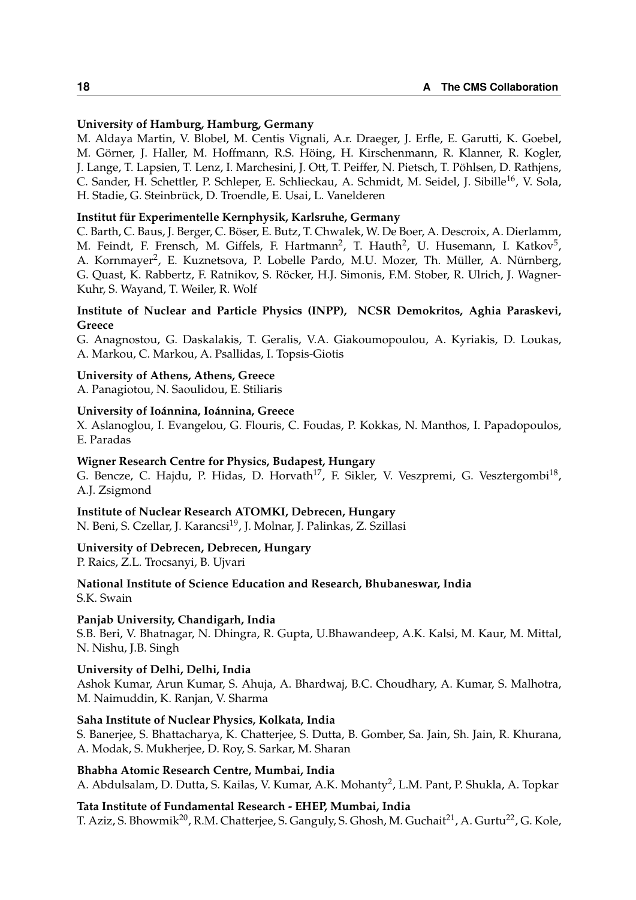**University of Hamburg, Hamburg, Germany**
M. Aldaya Martin, V. Blobel, M. Centis Vignali, A.r. Draeger, J. Erfle, E. Garutti, K. Goebel, M. Görner, J. Haller, M. Hoffmann, R.S. Höing, H. Kirschenmann, R. Klanner, R. Kogler, J. Lange, T. Lapsien, T. Lenz, I. Marchesini, J. Ott, T. Peiffer, N. Pietsch, T. Pöhlsen, D. Rathjens, C. Sander, H. Schettler, P. Schleper, E. Schlieckau, A. Schmidt, M. Seidel, J. Sibille[16], V. Sola, H. Stadie, G. Steinbrück, D. Troendle, E. Usai, L. Vanelderen

**Institut für Experimentelle Kernphysik, Karlsruhe, Germany**
C. Barth, C. Baus, J. Berger, C. Böser, E. Butz, T. Chwalek, W. De Boer, A. Descroix, A. Dierlamm, M. Feindt, F. Frensch, M. Giffels, F. Hartmann[2], T. Hauth[2], U. Husemann, I. Katkov[5], A. Kornmayer[2], E. Kuznetsova, P. Lobelle Pardo, M.U. Mozer, Th. Müller, A. Nürnberg, G. Quast, K. Rabbertz, F. Ratnikov, S. Röcker, H.J. Simonis, F.M. Stober, R. Ulrich, J. Wagner-Kuhr, S. Wayand, T. Weiler, R. Wolf

**Institute of Nuclear and Particle Physics (INPP), NCSR Demokritos, Aghia Paraskevi, Greece**
G. Anagnostou, G. Daskalakis, T. Geralis, V.A. Giakoumopoulou, A. Kyriakis, D. Loukas, A. Markou, C. Markou, A. Psallidas, I. Topsis-Giotis

**University of Athens, Athens, Greece**
A. Panagiotou, N. Saoulidou, E. Stiliaris

**University of Ioánnina, Ioánnina, Greece**
X. Aslanoglou, I. Evangelou, G. Flouris, C. Foudas, P. Kokkas, N. Manthos, I. Papadopoulos, E. Paradas

**Wigner Research Centre for Physics, Budapest, Hungary**
G. Bencze, C. Hajdu, P. Hidas, D. Horvath[17], F. Sikler, V. Veszpremi, G. Vesztergombi[18], A.J. Zsigmond

**Institute of Nuclear Research ATOMKI, Debrecen, Hungary**
N. Beni, S. Czellar, J. Karancsi[19], J. Molnar, J. Palinkas, Z. Szillasi

**University of Debrecen, Debrecen, Hungary**
P. Raics, Z.L. Trocsanyi, B. Ujvari

**National Institute of Science Education and Research, Bhubaneswar, India**
S.K. Swain

**Panjab University, Chandigarh, India**
S.B. Beri, V. Bhatnagar, N. Dhingra, R. Gupta, U.Bhawandeep, A.K. Kalsi, M. Kaur, M. Mittal, N. Nishu, J.B. Singh

**University of Delhi, Delhi, India**
Ashok Kumar, Arun Kumar, S. Ahuja, A. Bhardwaj, B.C. Choudhary, A. Kumar, S. Malhotra, M. Naimuddin, K. Ranjan, V. Sharma

**Saha Institute of Nuclear Physics, Kolkata, India**
S. Banerjee, S. Bhattacharya, K. Chatterjee, S. Dutta, B. Gomber, Sa. Jain, Sh. Jain, R. Khurana, A. Modak, S. Mukherjee, D. Roy, S. Sarkar, M. Sharan

**Bhabha Atomic Research Centre, Mumbai, India**
A. Abdulsalam, D. Dutta, S. Kailas, V. Kumar, A.K. Mohanty[2], L.M. Pant, P. Shukla, A. Topkar

**Tata Institute of Fundamental Research - EHEP, Mumbai, India**
T. Aziz, S. Bhowmik[20], R.M. Chatterjee, S. Ganguly, S. Ghosh, M. Guchait[21], A. Gurtu[22], G. Kole,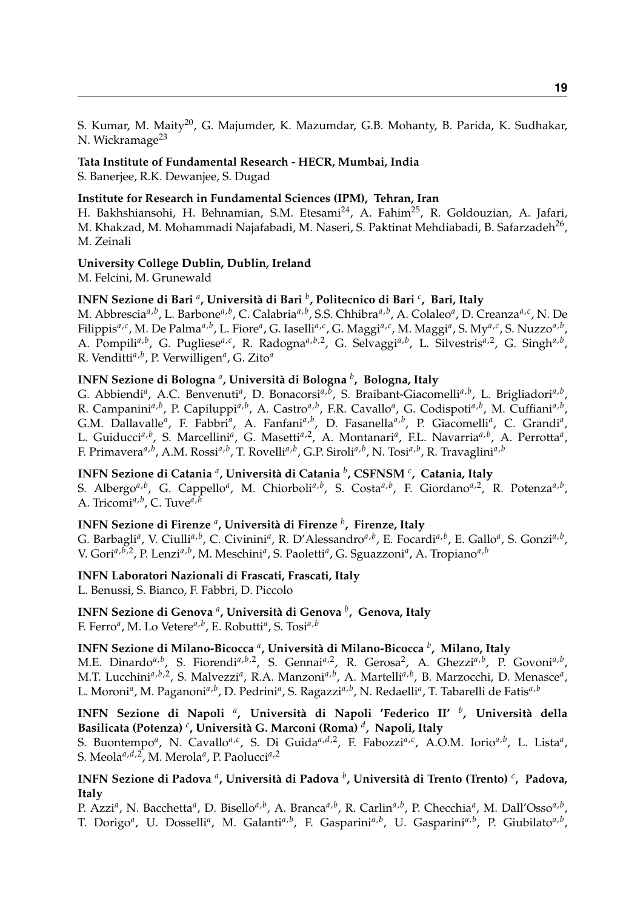S. Kumar, M. Maity[20], G. Majumder, K. Mazumdar, G.B. Mohanty, B. Parida, K. Sudhakar, N. Wickramage[23]

**Tata Institute of Fundamental Research - HECR, Mumbai, India**
S. Banerjee, R.K. Dewanjee, S. Dugad

**Institute for Research in Fundamental Sciences (IPM), Tehran, Iran**
H. Bakhshiansohi, H. Behnamian, S.M. Etesami[24], A. Fahim[25], R. Goldouzian, A. Jafari, M. Khakzad, M. Mohammadi Najafabadi, M. Naseri, S. Paktinat Mehdiabadi, B. Safarzadeh[26], M. Zeinali

**University College Dublin, Dublin, Ireland**
M. Felcini, M. Grunewald

**INFN Sezione di Bari [a], Università di Bari [b], Politecnico di Bari [c], Bari, Italy**
M. Abbrescia[a,b], L. Barbone[a,b], C. Calabria[a,b], S.S. Chhibra[a,b], A. Colaleo[a], D. Creanza[a,c], N. De Filippis[a,c], M. De Palma[a,b], L. Fiore[a], G. Iaselli[a,c], G. Maggi[a,c], M. Maggi[a], S. My[a,c], S. Nuzzo[a,b], A. Pompili[a,b], G. Pugliese[a,c], R. Radogna[a,b,2], G. Selvaggi[a,b], L. Silvestris[a,2], G. Singh[a,b], R. Venditti[a,b], P. Verwilligen[a], G. Zito[a]

**INFN Sezione di Bologna [a], Università di Bologna [b], Bologna, Italy**
G. Abbiendi[a], A.C. Benvenuti[a], D. Bonacorsi[a,b], S. Braibant-Giacomelli[a,b], L. Brigliadori[a,b], R. Campanini[a,b], P. Capiluppi[a,b], A. Castro[a,b], F.R. Cavallo[a], G. Codispoti[a,b], M. Cuffiani[a,b], G.M. Dallavalle[a], F. Fabbri[a], A. Fanfani[a,b], D. Fasanella[a,b], P. Giacomelli[a], C. Grandi[a], L. Guiducci[a,b], S. Marcellini[a], G. Masetti[a,2], A. Montanari[a], F.L. Navarria[a,b], A. Perrotta[a], F. Primavera[a,b], A.M. Rossi[a,b], T. Rovelli[a,b], G.P. Siroli[a,b], N. Tosi[a,b], R. Travaglini[a,b]

**INFN Sezione di Catania [a], Università di Catania [b], CSFNSM [c], Catania, Italy**
S. Albergo[a,b], G. Cappello[a], M. Chiorboli[a,b], S. Costa[a,b], F. Giordano[a,2], R. Potenza[a,b], A. Tricomi[a,b], C. Tuve[a,b]

**INFN Sezione di Firenze [a], Università di Firenze [b], Firenze, Italy**
G. Barbagli[a], V. Ciulli[a,b], C. Civinini[a], R. D'Alessandro[a,b], E. Focardi[a,b], E. Gallo[a], S. Gonzi[a,b], V. Gori[a,b,2], P. Lenzi[a,b], M. Meschini[a], S. Paoletti[a], G. Sguazzoni[a], A. Tropiano[a,b]

**INFN Laboratori Nazionali di Frascati, Frascati, Italy**
L. Benussi, S. Bianco, F. Fabbri, D. Piccolo

**INFN Sezione di Genova [a], Università di Genova [b], Genova, Italy**
F. Ferro[a], M. Lo Vetere[a,b], E. Robutti[a], S. Tosi[a,b]

**INFN Sezione di Milano-Bicocca [a], Università di Milano-Bicocca [b], Milano, Italy**
M.E. Dinardo[a,b], S. Fiorendi[a,b,2], S. Gennai[a,2], R. Gerosa[2], A. Ghezzi[a,b], P. Govoni[a,b], M.T. Lucchini[a,b,2], S. Malvezzi[a], R.A. Manzoni[a,b], A. Martelli[a,b], B. Marzocchi, D. Menasce[a], L. Moroni[a], M. Paganoni[a,b], D. Pedrini[a], S. Ragazzi[a,b], N. Redaelli[a], T. Tabarelli de Fatis[a,b]

**INFN Sezione di Napoli [a], Università di Napoli 'Federico II' [b], Università della Basilicata (Potenza) [c], Università G. Marconi (Roma) [d], Napoli, Italy**
S. Buontempo[a], N. Cavallo[a,c], S. Di Guida[a,d,2], F. Fabozzi[a,c], A.O.M. Iorio[a,b], L. Lista[a], S. Meola[a,d,2], M. Merola[a], P. Paolucci[a,2]

**INFN Sezione di Padova [a], Università di Padova [b], Università di Trento (Trento) [c], Padova, Italy**
P. Azzi[a], N. Bacchetta[a], D. Bisello[a,b], A. Branca[a,b], R. Carlin[a,b], P. Checchia[a], M. Dall'Osso[a,b], T. Dorigo[a], U. Dosselli[a], M. Galanti[a,b], F. Gasparini[a,b], U. Gasparini[a,b], P. Giubilato[a,b],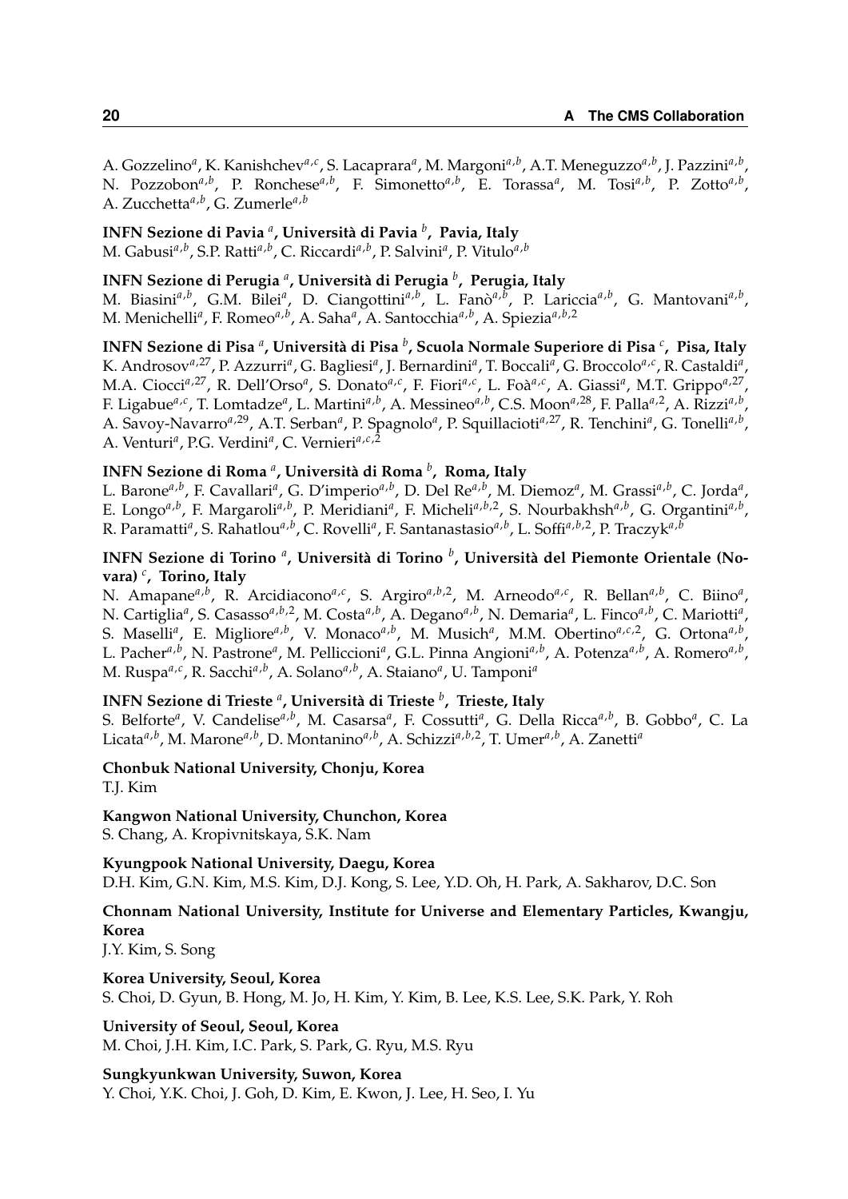A. Gozzelino[a], K. Kanishchev[a,c], S. Lacaprara[a], M. Margoni[a,b], A.T. Meneguzzo[a,b], J. Pazzini[a,b], N. Pozzobon[a,b], P. Ronchese[a,b], F. Simonetto[a,b], E. Torassa[a], M. Tosi[a,b], P. Zotto[a,b], A. Zucchetta[a,b], G. Zumerle[a,b]

**INFN Sezione di Pavia [a], Università di Pavia [b], Pavia, Italy**
M. Gabusi[a,b], S.P. Ratti[a,b], C. Riccardi[a,b], P. Salvini[a], P. Vitulo[a,b]

**INFN Sezione di Perugia [a], Università di Perugia [b], Perugia, Italy**
M. Biasini[a,b], G.M. Bilei[a], D. Ciangottini[a,b], L. Fanò[a,b], P. Lariccia[a,b], G. Mantovani[a,b], M. Menichelli[a], F. Romeo[a,b], A. Saha[a], A. Santocchia[a,b], A. Spiezia[a,b,2]

**INFN Sezione di Pisa [a], Università di Pisa [b], Scuola Normale Superiore di Pisa [c], Pisa, Italy**
K. Androsov[a,27], P. Azzurri[a], G. Bagliesi[a], J. Bernardini[a], T. Boccali[a], G. Broccolo[a,c], R. Castaldi[a], M.A. Ciocci[a,27], R. Dell'Orso[a], S. Donato[a,c], F. Fiori[a,c], L. Foà[a,c], A. Giassi[a], M.T. Grippo[a,27], F. Ligabue[a,c], T. Lomtadze[a], L. Martini[a,b], A. Messineo[a,b], C.S. Moon[a,28], F. Palla[a,2], A. Rizzi[a,b], A. Savoy-Navarro[a,29], A.T. Serban[a], P. Spagnolo[a], P. Squillacioti[a,27], R. Tenchini[a], G. Tonelli[a,b], A. Venturi[a], P.G. Verdini[a], C. Vernieri[a,c,2]

**INFN Sezione di Roma [a], Università di Roma [b], Roma, Italy**
L. Barone[a,b], F. Cavallari[a], G. D'imperio[a,b], D. Del Re[a,b], M. Diemoz[a], M. Grassi[a,b], C. Jorda[a], E. Longo[a,b], F. Margaroli[a,b], P. Meridiani[a], F. Micheli[a,b,2], S. Nourbakhsh[a,b], G. Organtini[a,b], R. Paramatti[a], S. Rahatlou[a,b], C. Rovelli[a], F. Santanastasio[a,b], L. Soffi[a,b,2], P. Traczyk[a,b]

**INFN Sezione di Torino [a], Università di Torino [b], Università del Piemonte Orientale (Novara) [c], Torino, Italy**
N. Amapane[a,b], R. Arcidiacono[a,c], S. Argiro[a,b,2], M. Arneodo[a,c], R. Bellan[a,b], C. Biino[a], N. Cartiglia[a], S. Casasso[a,b,2], M. Costa[a,b], A. Degano[a,b], N. Demaria[a], L. Finco[a,b], C. Mariotti[a], S. Maselli[a], E. Migliore[a,b], V. Monaco[a,b], M. Musich[a], M.M. Obertino[a,c,2], G. Ortona[a,b], L. Pacher[a,b], N. Pastrone[a], M. Pelliccioni[a], G.L. Pinna Angioni[a,b], A. Potenza[a,b], A. Romero[a,b], M. Ruspa[a,c], R. Sacchi[a,b], A. Solano[a,b], A. Staiano[a], U. Tamponi[a]

**INFN Sezione di Trieste [a], Università di Trieste [b], Trieste, Italy**
S. Belforte[a], V. Candelise[a,b], M. Casarsa[a], F. Cossutti[a], G. Della Ricca[a,b], B. Gobbo[a], C. La Licata[a,b], M. Marone[a,b], D. Montanino[a,b], A. Schizzi[a,b,2], T. Umer[a,b], A. Zanetti[a]

**Chonbuk National University, Chonju, Korea**
T.J. Kim

**Kangwon National University, Chunchon, Korea**
S. Chang, A. Kropivnitskaya, S.K. Nam

**Kyungpook National University, Daegu, Korea**
D.H. Kim, G.N. Kim, M.S. Kim, D.J. Kong, S. Lee, Y.D. Oh, H. Park, A. Sakharov, D.C. Son

**Chonnam National University, Institute for Universe and Elementary Particles, Kwangju, Korea**
J.Y. Kim, S. Song

**Korea University, Seoul, Korea**
S. Choi, D. Gyun, B. Hong, M. Jo, H. Kim, Y. Kim, B. Lee, K.S. Lee, S.K. Park, Y. Roh

**University of Seoul, Seoul, Korea**
M. Choi, J.H. Kim, I.C. Park, S. Park, G. Ryu, M.S. Ryu

**Sungkyunkwan University, Suwon, Korea**
Y. Choi, Y.K. Choi, J. Goh, D. Kim, E. Kwon, J. Lee, H. Seo, I. Yu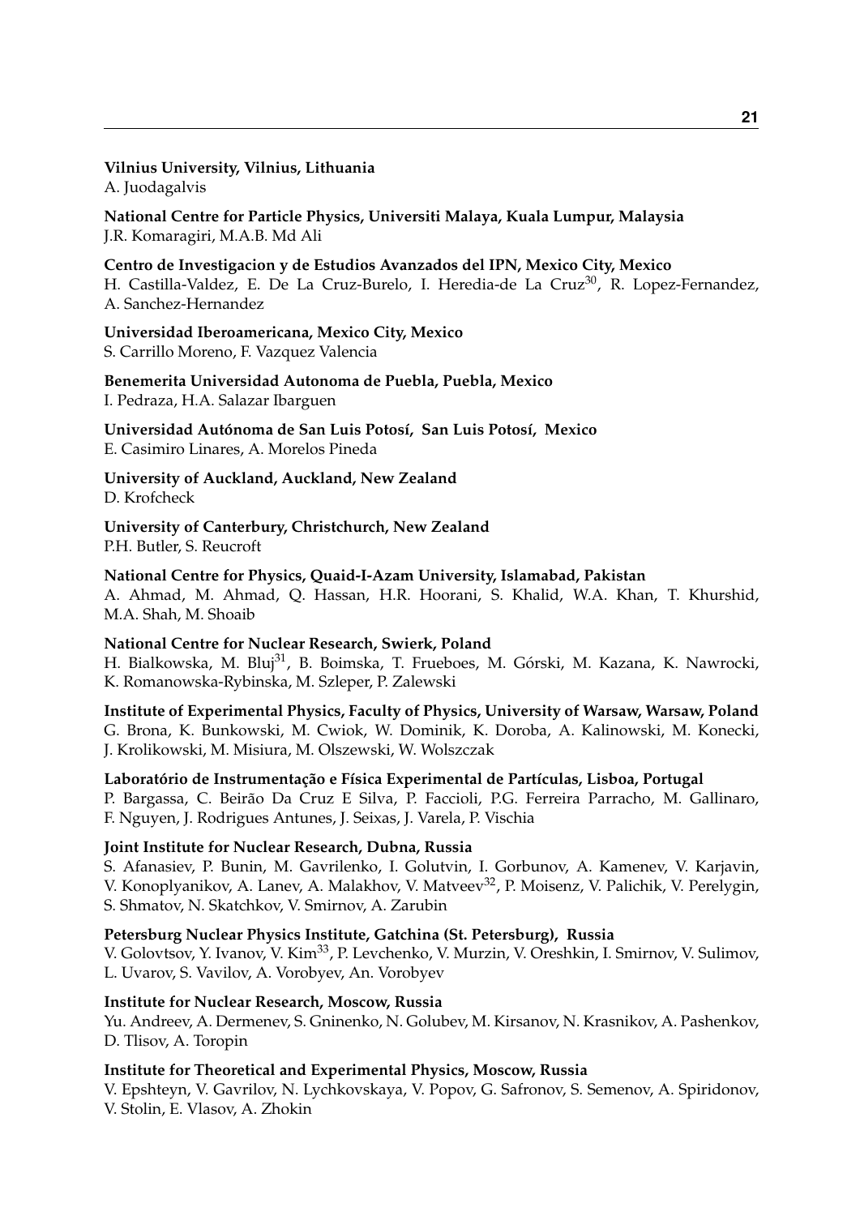**Vilnius University, Vilnius, Lithuania**
A. Juodagalvis

**National Centre for Particle Physics, Universiti Malaya, Kuala Lumpur, Malaysia**
J.R. Komaragiri, M.A.B. Md Ali

**Centro de Investigacion y de Estudios Avanzados del IPN, Mexico City, Mexico**
H. Castilla-Valdez, E. De La Cruz-Burelo, I. Heredia-de La Cruz[30], R. Lopez-Fernandez, A. Sanchez-Hernandez

**Universidad Iberoamericana, Mexico City, Mexico**
S. Carrillo Moreno, F. Vazquez Valencia

**Benemerita Universidad Autonoma de Puebla, Puebla, Mexico**
I. Pedraza, H.A. Salazar Ibarguen

**Universidad Autónoma de San Luis Potosí, San Luis Potosí, Mexico**
E. Casimiro Linares, A. Morelos Pineda

**University of Auckland, Auckland, New Zealand**
D. Krofcheck

**University of Canterbury, Christchurch, New Zealand**
P.H. Butler, S. Reucroft

**National Centre for Physics, Quaid-I-Azam University, Islamabad, Pakistan**
A. Ahmad, M. Ahmad, Q. Hassan, H.R. Hoorani, S. Khalid, W.A. Khan, T. Khurshid, M.A. Shah, M. Shoaib

**National Centre for Nuclear Research, Swierk, Poland**
H. Bialkowska, M. Bluj[31], B. Boimska, T. Frueboes, M. Górski, M. Kazana, K. Nawrocki, K. Romanowska-Rybinska, M. Szleper, P. Zalewski

**Institute of Experimental Physics, Faculty of Physics, University of Warsaw, Warsaw, Poland**
G. Brona, K. Bunkowski, M. Cwiok, W. Dominik, K. Doroba, A. Kalinowski, M. Konecki, J. Krolikowski, M. Misiura, M. Olszewski, W. Wolszczak

**Laboratório de Instrumentação e Física Experimental de Partículas, Lisboa, Portugal**
P. Bargassa, C. Beirão Da Cruz E Silva, P. Faccioli, P.G. Ferreira Parracho, M. Gallinaro, F. Nguyen, J. Rodrigues Antunes, J. Seixas, J. Varela, P. Vischia

**Joint Institute for Nuclear Research, Dubna, Russia**
S. Afanasiev, P. Bunin, M. Gavrilenko, I. Golutvin, I. Gorbunov, A. Kamenev, V. Karjavin, V. Konoplyanikov, A. Lanev, A. Malakhov, V. Matveev[32], P. Moisenz, V. Palichik, V. Perelygin, S. Shmatov, N. Skatchkov, V. Smirnov, A. Zarubin

**Petersburg Nuclear Physics Institute, Gatchina (St. Petersburg), Russia**
V. Golovtsov, Y. Ivanov, V. Kim[33], P. Levchenko, V. Murzin, V. Oreshkin, I. Smirnov, V. Sulimov, L. Uvarov, S. Vavilov, A. Vorobyev, An. Vorobyev

**Institute for Nuclear Research, Moscow, Russia**
Yu. Andreev, A. Dermenev, S. Gninenko, N. Golubev, M. Kirsanov, N. Krasnikov, A. Pashenkov, D. Tlisov, A. Toropin

**Institute for Theoretical and Experimental Physics, Moscow, Russia**
V. Epshteyn, V. Gavrilov, N. Lychkovskaya, V. Popov, G. Safronov, S. Semenov, A. Spiridonov, V. Stolin, E. Vlasov, A. Zhokin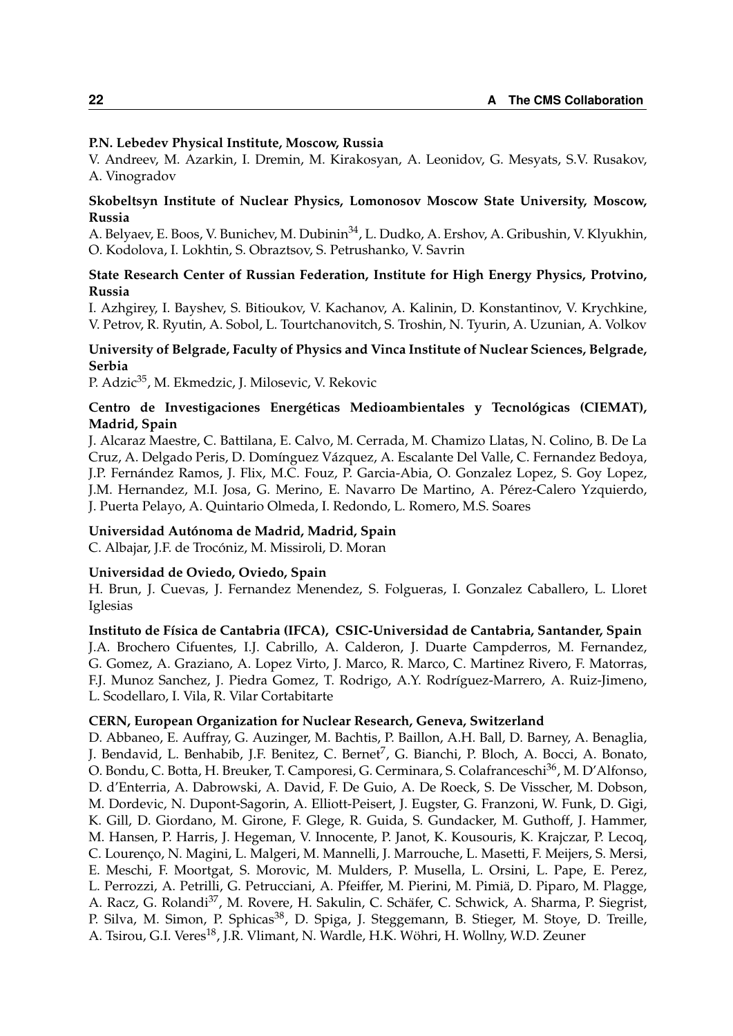**P.N. Lebedev Physical Institute, Moscow, Russia**

V. Andreev, M. Azarkin, I. Dremin, M. Kirakosyan, A. Leonidov, G. Mesyats, S.V. Rusakov, A. Vinogradov

**Skobeltsyn Institute of Nuclear Physics, Lomonosov Moscow State University, Moscow, Russia**

A. Belyaev, E. Boos, V. Bunichev, M. Dubinin[34], L. Dudko, A. Ershov, A. Gribushin, V. Klyukhin, O. Kodolova, I. Lokhtin, S. Obraztsov, S. Petrushanko, V. Savrin

**State Research Center of Russian Federation, Institute for High Energy Physics, Protvino, Russia**

I. Azhgirey, I. Bayshev, S. Bitioukov, V. Kachanov, A. Kalinin, D. Konstantinov, V. Krychkine, V. Petrov, R. Ryutin, A. Sobol, L. Tourtchanovitch, S. Troshin, N. Tyurin, A. Uzunian, A. Volkov

**University of Belgrade, Faculty of Physics and Vinca Institute of Nuclear Sciences, Belgrade, Serbia**

P. Adzic[35], M. Ekmedzic, J. Milosevic, V. Rekovic

**Centro de Investigaciones Energéticas Medioambientales y Tecnológicas (CIEMAT), Madrid, Spain**

J. Alcaraz Maestre, C. Battilana, E. Calvo, M. Cerrada, M. Chamizo Llatas, N. Colino, B. De La Cruz, A. Delgado Peris, D. Domínguez Vázquez, A. Escalante Del Valle, C. Fernandez Bedoya, J.P. Fernández Ramos, J. Flix, M.C. Fouz, P. Garcia-Abia, O. Gonzalez Lopez, S. Goy Lopez, J.M. Hernandez, M.I. Josa, G. Merino, E. Navarro De Martino, A. Pérez-Calero Yzquierdo, J. Puerta Pelayo, A. Quintario Olmeda, I. Redondo, L. Romero, M.S. Soares

**Universidad Autónoma de Madrid, Madrid, Spain**

C. Albajar, J.F. de Trocóniz, M. Missiroli, D. Moran

**Universidad de Oviedo, Oviedo, Spain**

H. Brun, J. Cuevas, J. Fernandez Menendez, S. Folgueras, I. Gonzalez Caballero, L. Lloret Iglesias

**Instituto de Física de Cantabria (IFCA), CSIC-Universidad de Cantabria, Santander, Spain**

J.A. Brochero Cifuentes, I.J. Cabrillo, A. Calderon, J. Duarte Campderros, M. Fernandez, G. Gomez, A. Graziano, A. Lopez Virto, J. Marco, R. Marco, C. Martinez Rivero, F. Matorras, F.J. Munoz Sanchez, J. Piedra Gomez, T. Rodrigo, A.Y. Rodríguez-Marrero, A. Ruiz-Jimeno, L. Scodellaro, I. Vila, R. Vilar Cortabitarte

**CERN, European Organization for Nuclear Research, Geneva, Switzerland**

D. Abbaneo, E. Auffray, G. Auzinger, M. Bachtis, P. Baillon, A.H. Ball, D. Barney, A. Benaglia, J. Bendavid, L. Benhabib, J.F. Benitez, C. Bernet[7], G. Bianchi, P. Bloch, A. Bocci, A. Bonato, O. Bondu, C. Botta, H. Breuker, T. Camporesi, G. Cerminara, S. Colafranceschi[36], M. D'Alfonso, D. d'Enterria, A. Dabrowski, A. David, F. De Guio, A. De Roeck, S. De Visscher, M. Dobson, M. Dordevic, N. Dupont-Sagorin, A. Elliott-Peisert, J. Eugster, G. Franzoni, W. Funk, D. Gigi, K. Gill, D. Giordano, M. Girone, F. Glege, R. Guida, S. Gundacker, M. Guthoff, J. Hammer, M. Hansen, P. Harris, J. Hegeman, V. Innocente, P. Janot, K. Kousouris, K. Krajczar, P. Lecoq, C. Lourenço, N. Magini, L. Malgeri, M. Mannelli, J. Marrouche, L. Masetti, F. Meijers, S. Mersi, E. Meschi, F. Moortgat, S. Morovic, M. Mulders, P. Musella, L. Orsini, L. Pape, E. Perez, L. Perrozzi, A. Petrilli, G. Petrucciani, A. Pfeiffer, M. Pierini, M. Pimiä, D. Piparo, M. Plagge, A. Racz, G. Rolandi[37], M. Rovere, H. Sakulin, C. Schäfer, C. Schwick, A. Sharma, P. Siegrist, P. Silva, M. Simon, P. Sphicas[38], D. Spiga, J. Steggemann, B. Stieger, M. Stoye, D. Treille, A. Tsirou, G.I. Veres[18], J.R. Vlimant, N. Wardle, H.K. Wöhri, H. Wollny, W.D. Zeuner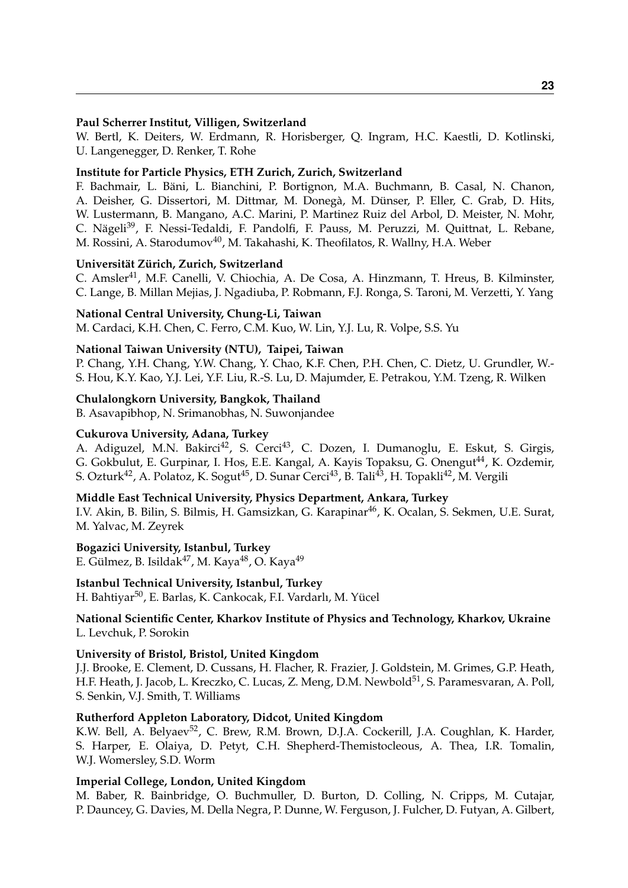**Paul Scherrer Institut, Villigen, Switzerland**
W. Bertl, K. Deiters, W. Erdmann, R. Horisberger, Q. Ingram, H.C. Kaestli, D. Kotlinski, U. Langenegger, D. Renker, T. Rohe

**Institute for Particle Physics, ETH Zurich, Zurich, Switzerland**
F. Bachmair, L. Bäni, L. Bianchini, P. Bortignon, M.A. Buchmann, B. Casal, N. Chanon, A. Deisher, G. Dissertori, M. Dittmar, M. Donegà, M. Dünser, P. Eller, C. Grab, D. Hits, W. Lustermann, B. Mangano, A.C. Marini, P. Martinez Ruiz del Arbol, D. Meister, N. Mohr, C. Nägeli[39], F. Nessi-Tedaldi, F. Pandolfi, F. Pauss, M. Peruzzi, M. Quittnat, L. Rebane, M. Rossini, A. Starodumov[40], M. Takahashi, K. Theofilatos, R. Wallny, H.A. Weber

**Universität Zürich, Zurich, Switzerland**
C. Amsler[41], M.F. Canelli, V. Chiochia, A. De Cosa, A. Hinzmann, T. Hreus, B. Kilminster, C. Lange, B. Millan Mejias, J. Ngadiuba, P. Robmann, F.J. Ronga, S. Taroni, M. Verzetti, Y. Yang

**National Central University, Chung-Li, Taiwan**
M. Cardaci, K.H. Chen, C. Ferro, C.M. Kuo, W. Lin, Y.J. Lu, R. Volpe, S.S. Yu

**National Taiwan University (NTU), Taipei, Taiwan**
P. Chang, Y.H. Chang, Y.W. Chang, Y. Chao, K.F. Chen, P.H. Chen, C. Dietz, U. Grundler, W.-S. Hou, K.Y. Kao, Y.J. Lei, Y.F. Liu, R.-S. Lu, D. Majumder, E. Petrakou, Y.M. Tzeng, R. Wilken

**Chulalongkorn University, Bangkok, Thailand**
B. Asavapibhop, N. Srimanobhas, N. Suwonjandee

**Cukurova University, Adana, Turkey**
A. Adiguzel, M.N. Bakirci[42], S. Cerci[43], C. Dozen, I. Dumanoglu, E. Eskut, S. Girgis, G. Gokbulut, E. Gurpinar, I. Hos, E.E. Kangal, A. Kayis Topaksu, G. Onengut[44], K. Ozdemir, S. Ozturk[42], A. Polatoz, K. Sogut[45], D. Sunar Cerci[43], B. Tali[43], H. Topakli[42], M. Vergili

**Middle East Technical University, Physics Department, Ankara, Turkey**
I.V. Akin, B. Bilin, S. Bilmis, H. Gamsizkan, G. Karapinar[46], K. Ocalan, S. Sekmen, U.E. Surat, M. Yalvac, M. Zeyrek

**Bogazici University, Istanbul, Turkey**
E. Gülmez, B. Isildak[47], M. Kaya[48], O. Kaya[49]

**Istanbul Technical University, Istanbul, Turkey**
H. Bahtiyar[50], E. Barlas, K. Cankocak, F.I. Vardarlı, M. Yücel

**National Scientific Center, Kharkov Institute of Physics and Technology, Kharkov, Ukraine**
L. Levchuk, P. Sorokin

**University of Bristol, Bristol, United Kingdom**
J.J. Brooke, E. Clement, D. Cussans, H. Flacher, R. Frazier, J. Goldstein, M. Grimes, G.P. Heath, H.F. Heath, J. Jacob, L. Kreczko, C. Lucas, Z. Meng, D.M. Newbold[51], S. Paramesvaran, A. Poll, S. Senkin, V.J. Smith, T. Williams

**Rutherford Appleton Laboratory, Didcot, United Kingdom**
K.W. Bell, A. Belyaev[52], C. Brew, R.M. Brown, D.J.A. Cockerill, J.A. Coughlan, K. Harder, S. Harper, E. Olaiya, D. Petyt, C.H. Shepherd-Themistocleous, A. Thea, I.R. Tomalin, W.J. Womersley, S.D. Worm

**Imperial College, London, United Kingdom**
M. Baber, R. Bainbridge, O. Buchmuller, D. Burton, D. Colling, N. Cripps, M. Cutajar, P. Dauncey, G. Davies, M. Della Negra, P. Dunne, W. Ferguson, J. Fulcher, D. Futyan, A. Gilbert,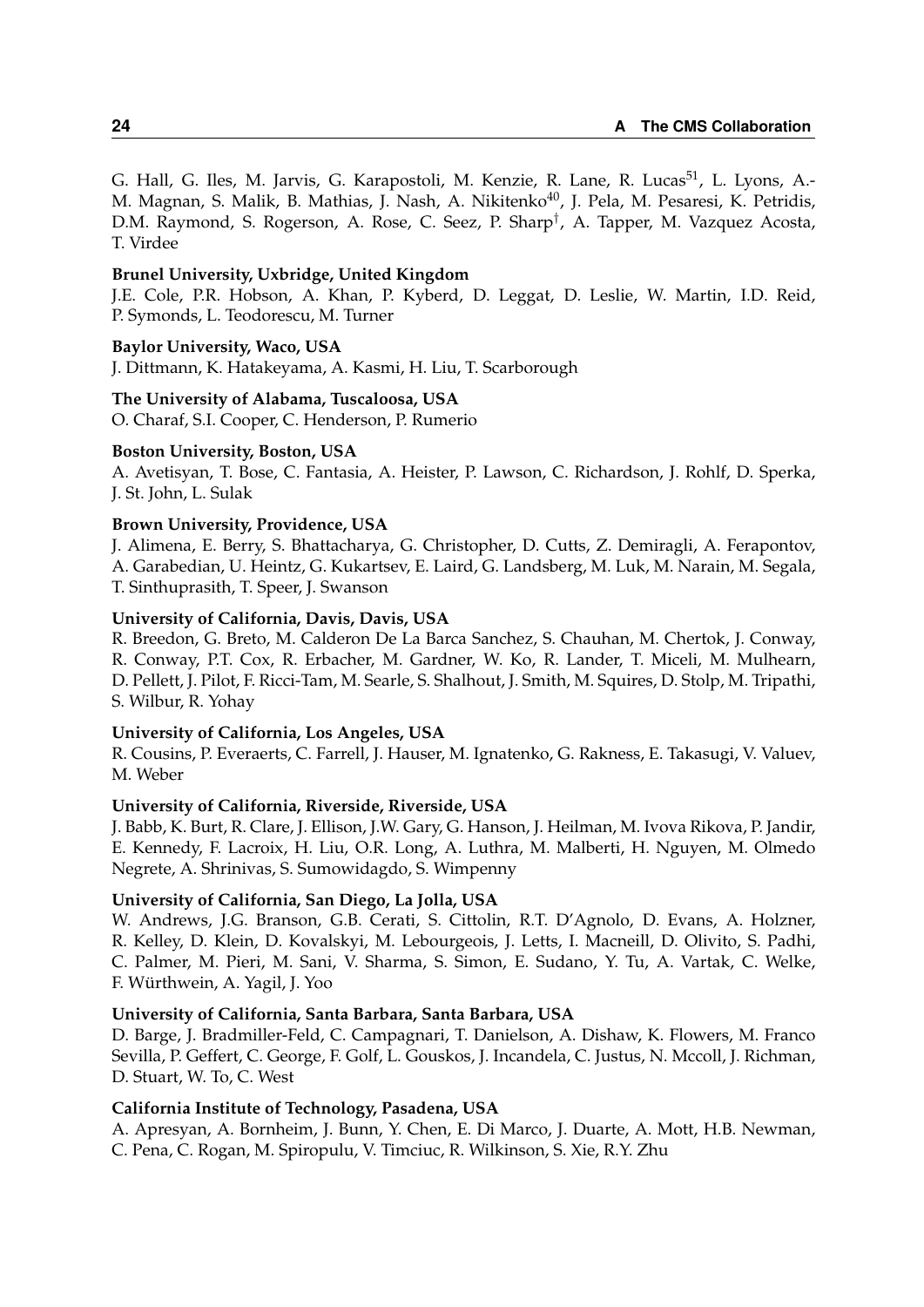G. Hall, G. Iles, M. Jarvis, G. Karapostoli, M. Kenzie, R. Lane, R. Lucas[51], L. Lyons, A.-M. Magnan, S. Malik, B. Mathias, J. Nash, A. Nikitenko[40], J. Pela, M. Pesaresi, K. Petridis, D.M. Raymond, S. Rogerson, A. Rose, C. Seez, P. Sharp[†], A. Tapper, M. Vazquez Acosta, T. Virdee

**Brunel University, Uxbridge, United Kingdom**
J.E. Cole, P.R. Hobson, A. Khan, P. Kyberd, D. Leggat, D. Leslie, W. Martin, I.D. Reid, P. Symonds, L. Teodorescu, M. Turner

**Baylor University, Waco, USA**
J. Dittmann, K. Hatakeyama, A. Kasmi, H. Liu, T. Scarborough

**The University of Alabama, Tuscaloosa, USA**
O. Charaf, S.I. Cooper, C. Henderson, P. Rumerio

**Boston University, Boston, USA**
A. Avetisyan, T. Bose, C. Fantasia, A. Heister, P. Lawson, C. Richardson, J. Rohlf, D. Sperka, J. St. John, L. Sulak

**Brown University, Providence, USA**
J. Alimena, E. Berry, S. Bhattacharya, G. Christopher, D. Cutts, Z. Demiragli, A. Ferapontov, A. Garabedian, U. Heintz, G. Kukartsev, E. Laird, G. Landsberg, M. Luk, M. Narain, M. Segala, T. Sinthuprasith, T. Speer, J. Swanson

**University of California, Davis, Davis, USA**
R. Breedon, G. Breto, M. Calderon De La Barca Sanchez, S. Chauhan, M. Chertok, J. Conway, R. Conway, P.T. Cox, R. Erbacher, M. Gardner, W. Ko, R. Lander, T. Miceli, M. Mulhearn, D. Pellett, J. Pilot, F. Ricci-Tam, M. Searle, S. Shalhout, J. Smith, M. Squires, D. Stolp, M. Tripathi, S. Wilbur, R. Yohay

**University of California, Los Angeles, USA**
R. Cousins, P. Everaerts, C. Farrell, J. Hauser, M. Ignatenko, G. Rakness, E. Takasugi, V. Valuev, M. Weber

**University of California, Riverside, Riverside, USA**
J. Babb, K. Burt, R. Clare, J. Ellison, J.W. Gary, G. Hanson, J. Heilman, M. Ivova Rikova, P. Jandir, E. Kennedy, F. Lacroix, H. Liu, O.R. Long, A. Luthra, M. Malberti, H. Nguyen, M. Olmedo Negrete, A. Shrinivas, S. Sumowidagdo, S. Wimpenny

**University of California, San Diego, La Jolla, USA**
W. Andrews, J.G. Branson, G.B. Cerati, S. Cittolin, R.T. D'Agnolo, D. Evans, A. Holzner, R. Kelley, D. Klein, D. Kovalskyi, M. Lebourgeois, J. Letts, I. Macneill, D. Olivito, S. Padhi, C. Palmer, M. Pieri, M. Sani, V. Sharma, S. Simon, E. Sudano, Y. Tu, A. Vartak, C. Welke, F. Würthwein, A. Yagil, J. Yoo

**University of California, Santa Barbara, Santa Barbara, USA**
D. Barge, J. Bradmiller-Feld, C. Campagnari, T. Danielson, A. Dishaw, K. Flowers, M. Franco Sevilla, P. Geffert, C. George, F. Golf, L. Gouskos, J. Incandela, C. Justus, N. Mccoll, J. Richman, D. Stuart, W. To, C. West

**California Institute of Technology, Pasadena, USA**
A. Apresyan, A. Bornheim, J. Bunn, Y. Chen, E. Di Marco, J. Duarte, A. Mott, H.B. Newman, C. Pena, C. Rogan, M. Spiropulu, V. Timciuc, R. Wilkinson, S. Xie, R.Y. Zhu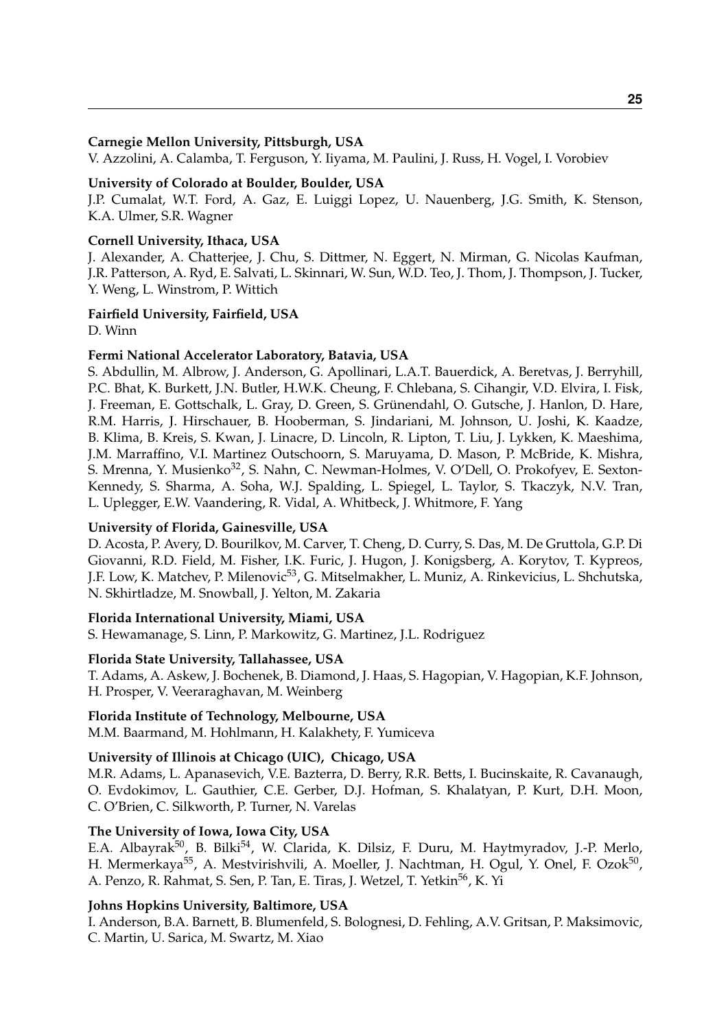**Carnegie Mellon University, Pittsburgh, USA**
V. Azzolini, A. Calamba, T. Ferguson, Y. Iiyama, M. Paulini, J. Russ, H. Vogel, I. Vorobiev

**University of Colorado at Boulder, Boulder, USA**
J.P. Cumalat, W.T. Ford, A. Gaz, E. Luiggi Lopez, U. Nauenberg, J.G. Smith, K. Stenson, K.A. Ulmer, S.R. Wagner

**Cornell University, Ithaca, USA**
J. Alexander, A. Chatterjee, J. Chu, S. Dittmer, N. Eggert, N. Mirman, G. Nicolas Kaufman, J.R. Patterson, A. Ryd, E. Salvati, L. Skinnari, W. Sun, W.D. Teo, J. Thom, J. Thompson, J. Tucker, Y. Weng, L. Winstrom, P. Wittich

**Fairfield University, Fairfield, USA**
D. Winn

**Fermi National Accelerator Laboratory, Batavia, USA**
S. Abdullin, M. Albrow, J. Anderson, G. Apollinari, L.A.T. Bauerdick, A. Beretvas, J. Berryhill, P.C. Bhat, K. Burkett, J.N. Butler, H.W.K. Cheung, F. Chlebana, S. Cihangir, V.D. Elvira, I. Fisk, J. Freeman, E. Gottschalk, L. Gray, D. Green, S. Grünendahl, O. Gutsche, J. Hanlon, D. Hare, R.M. Harris, J. Hirschauer, B. Hooberman, S. Jindariani, M. Johnson, U. Joshi, K. Kaadze, B. Klima, B. Kreis, S. Kwan, J. Linacre, D. Lincoln, R. Lipton, T. Liu, J. Lykken, K. Maeshima, J.M. Marraffino, V.I. Martinez Outschoorn, S. Maruyama, D. Mason, P. McBride, K. Mishra, S. Mrenna, Y. Musienko[32], S. Nahn, C. Newman-Holmes, V. O'Dell, O. Prokofyev, E. Sexton-Kennedy, S. Sharma, A. Soha, W.J. Spalding, L. Spiegel, L. Taylor, S. Tkaczyk, N.V. Tran, L. Uplegger, E.W. Vaandering, R. Vidal, A. Whitbeck, J. Whitmore, F. Yang

**University of Florida, Gainesville, USA**
D. Acosta, P. Avery, D. Bourilkov, M. Carver, T. Cheng, D. Curry, S. Das, M. De Gruttola, G.P. Di Giovanni, R.D. Field, M. Fisher, I.K. Furic, J. Hugon, J. Konigsberg, A. Korytov, T. Kypreos, J.F. Low, K. Matchev, P. Milenovic[53], G. Mitselmakher, L. Muniz, A. Rinkevicius, L. Shchutska, N. Skhirtladze, M. Snowball, J. Yelton, M. Zakaria

**Florida International University, Miami, USA**
S. Hewamanage, S. Linn, P. Markowitz, G. Martinez, J.L. Rodriguez

**Florida State University, Tallahassee, USA**
T. Adams, A. Askew, J. Bochenek, B. Diamond, J. Haas, S. Hagopian, V. Hagopian, K.F. Johnson, H. Prosper, V. Veeraraghavan, M. Weinberg

**Florida Institute of Technology, Melbourne, USA**
M.M. Baarmand, M. Hohlmann, H. Kalakhety, F. Yumiceva

**University of Illinois at Chicago (UIC), Chicago, USA**
M.R. Adams, L. Apanasevich, V.E. Bazterra, D. Berry, R.R. Betts, I. Bucinskaite, R. Cavanaugh, O. Evdokimov, L. Gauthier, C.E. Gerber, D.J. Hofman, S. Khalatyan, P. Kurt, D.H. Moon, C. O'Brien, C. Silkworth, P. Turner, N. Varelas

**The University of Iowa, Iowa City, USA**
E.A. Albayrak[50], B. Bilki[54], W. Clarida, K. Dilsiz, F. Duru, M. Haytmyradov, J.-P. Merlo, H. Mermerkaya[55], A. Mestvirishvili, A. Moeller, J. Nachtman, H. Ogul, Y. Onel, F. Ozok[50], A. Penzo, R. Rahmat, S. Sen, P. Tan, E. Tiras, J. Wetzel, T. Yetkin[56], K. Yi

**Johns Hopkins University, Baltimore, USA**
I. Anderson, B.A. Barnett, B. Blumenfeld, S. Bolognesi, D. Fehling, A.V. Gritsan, P. Maksimovic, C. Martin, U. Sarica, M. Swartz, M. Xiao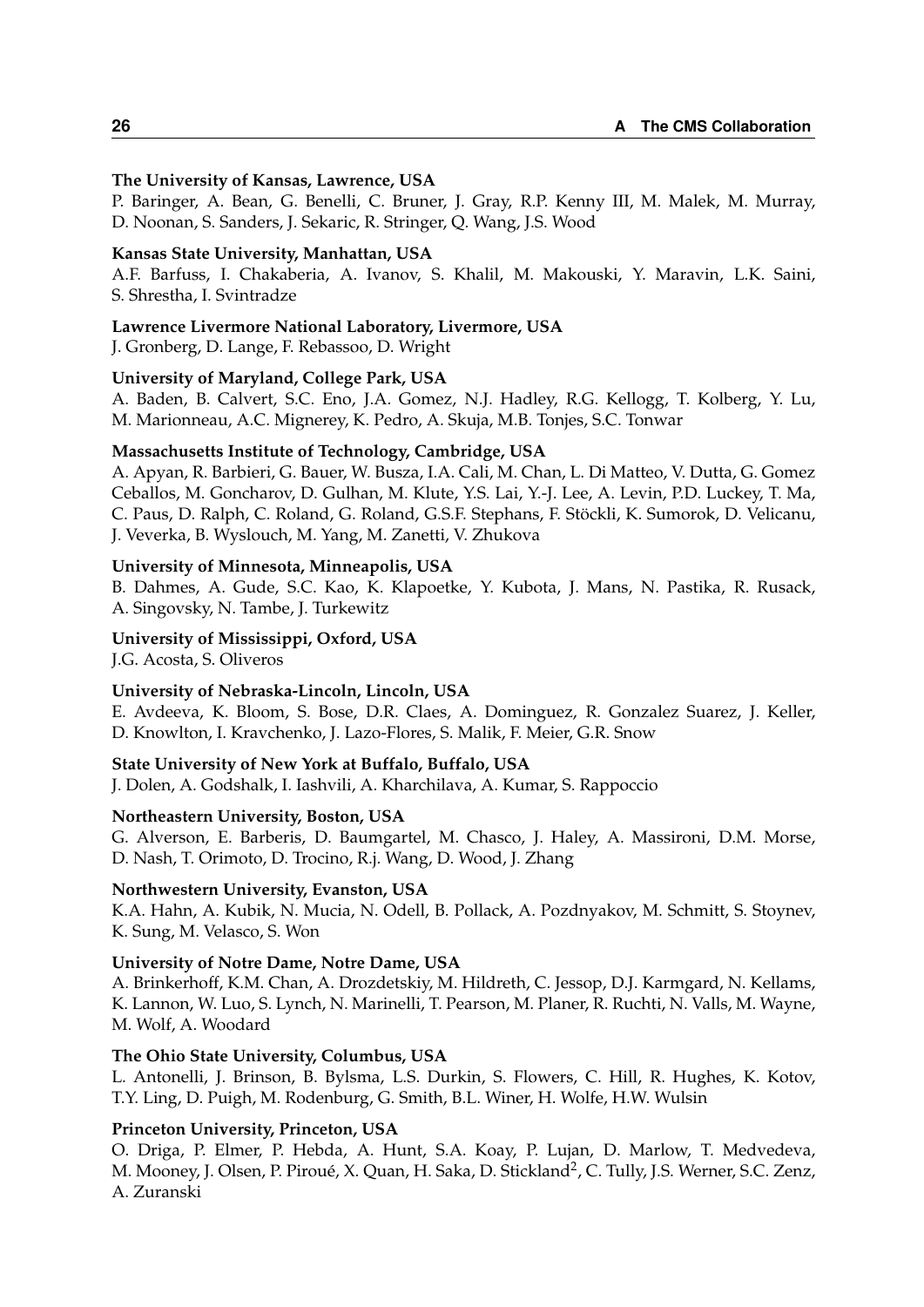**The University of Kansas, Lawrence, USA**
P. Baringer, A. Bean, G. Benelli, C. Bruner, J. Gray, R.P. Kenny III, M. Malek, M. Murray, D. Noonan, S. Sanders, J. Sekaric, R. Stringer, Q. Wang, J.S. Wood

**Kansas State University, Manhattan, USA**
A.F. Barfuss, I. Chakaberia, A. Ivanov, S. Khalil, M. Makouski, Y. Maravin, L.K. Saini, S. Shrestha, I. Svintradze

**Lawrence Livermore National Laboratory, Livermore, USA**
J. Gronberg, D. Lange, F. Rebassoo, D. Wright

**University of Maryland, College Park, USA**
A. Baden, B. Calvert, S.C. Eno, J.A. Gomez, N.J. Hadley, R.G. Kellogg, T. Kolberg, Y. Lu, M. Marionneau, A.C. Mignerey, K. Pedro, A. Skuja, M.B. Tonjes, S.C. Tonwar

**Massachusetts Institute of Technology, Cambridge, USA**
A. Apyan, R. Barbieri, G. Bauer, W. Busza, I.A. Cali, M. Chan, L. Di Matteo, V. Dutta, G. Gomez Ceballos, M. Goncharov, D. Gulhan, M. Klute, Y.S. Lai, Y.-J. Lee, A. Levin, P.D. Luckey, T. Ma, C. Paus, D. Ralph, C. Roland, G. Roland, G.S.F. Stephans, F. Stöckli, K. Sumorok, D. Velicanu, J. Veverka, B. Wyslouch, M. Yang, M. Zanetti, V. Zhukova

**University of Minnesota, Minneapolis, USA**
B. Dahmes, A. Gude, S.C. Kao, K. Klapoetke, Y. Kubota, J. Mans, N. Pastika, R. Rusack, A. Singovsky, N. Tambe, J. Turkewitz

**University of Mississippi, Oxford, USA**
J.G. Acosta, S. Oliveros

**University of Nebraska-Lincoln, Lincoln, USA**
E. Avdeeva, K. Bloom, S. Bose, D.R. Claes, A. Dominguez, R. Gonzalez Suarez, J. Keller, D. Knowlton, I. Kravchenko, J. Lazo-Flores, S. Malik, F. Meier, G.R. Snow

**State University of New York at Buffalo, Buffalo, USA**
J. Dolen, A. Godshalk, I. Iashvili, A. Kharchilava, A. Kumar, S. Rappoccio

**Northeastern University, Boston, USA**
G. Alverson, E. Barberis, D. Baumgartel, M. Chasco, J. Haley, A. Massironi, D.M. Morse, D. Nash, T. Orimoto, D. Trocino, R.j. Wang, D. Wood, J. Zhang

**Northwestern University, Evanston, USA**
K.A. Hahn, A. Kubik, N. Mucia, N. Odell, B. Pollack, A. Pozdnyakov, M. Schmitt, S. Stoynev, K. Sung, M. Velasco, S. Won

**University of Notre Dame, Notre Dame, USA**
A. Brinkerhoff, K.M. Chan, A. Drozdetskiy, M. Hildreth, C. Jessop, D.J. Karmgard, N. Kellams, K. Lannon, W. Luo, S. Lynch, N. Marinelli, T. Pearson, M. Planer, R. Ruchti, N. Valls, M. Wayne, M. Wolf, A. Woodard

**The Ohio State University, Columbus, USA**
L. Antonelli, J. Brinson, B. Bylsma, L.S. Durkin, S. Flowers, C. Hill, R. Hughes, K. Kotov, T.Y. Ling, D. Puigh, M. Rodenburg, G. Smith, B.L. Winer, H. Wolfe, H.W. Wulsin

**Princeton University, Princeton, USA**
O. Driga, P. Elmer, P. Hebda, A. Hunt, S.A. Koay, P. Lujan, D. Marlow, T. Medvedeva, M. Mooney, J. Olsen, P. Piroué, X. Quan, H. Saka, D. Stickland[2], C. Tully, J.S. Werner, S.C. Zenz, A. Zuranski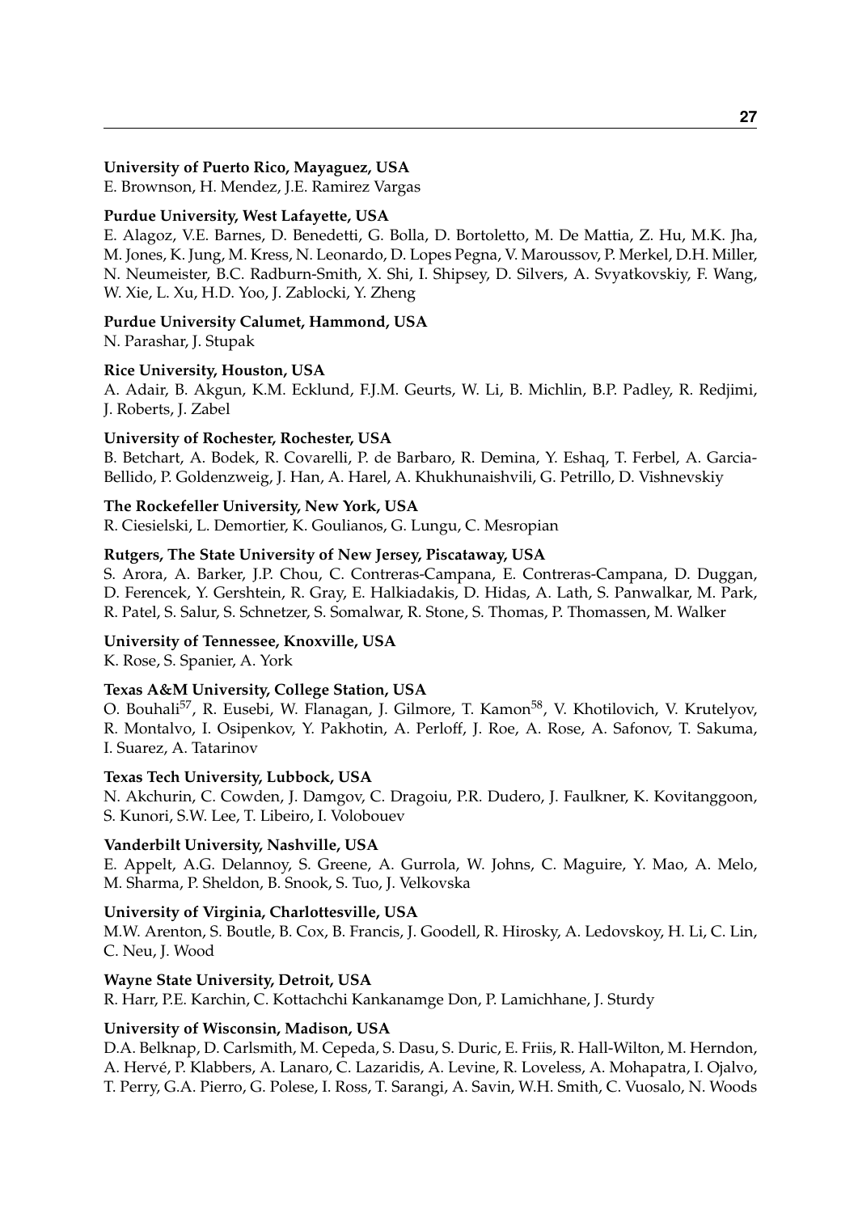**University of Puerto Rico, Mayaguez, USA**
E. Brownson, H. Mendez, J.E. Ramirez Vargas

**Purdue University, West Lafayette, USA**
E. Alagoz, V.E. Barnes, D. Benedetti, G. Bolla, D. Bortoletto, M. De Mattia, Z. Hu, M.K. Jha, M. Jones, K. Jung, M. Kress, N. Leonardo, D. Lopes Pegna, V. Maroussov, P. Merkel, D.H. Miller, N. Neumeister, B.C. Radburn-Smith, X. Shi, I. Shipsey, D. Silvers, A. Svyatkovskiy, F. Wang, W. Xie, L. Xu, H.D. Yoo, J. Zablocki, Y. Zheng

**Purdue University Calumet, Hammond, USA**
N. Parashar, J. Stupak

**Rice University, Houston, USA**
A. Adair, B. Akgun, K.M. Ecklund, F.J.M. Geurts, W. Li, B. Michlin, B.P. Padley, R. Redjimi, J. Roberts, J. Zabel

**University of Rochester, Rochester, USA**
B. Betchart, A. Bodek, R. Covarelli, P. de Barbaro, R. Demina, Y. Eshaq, T. Ferbel, A. Garcia-Bellido, P. Goldenzweig, J. Han, A. Harel, A. Khukhunaishvili, G. Petrillo, D. Vishnevskiy

**The Rockefeller University, New York, USA**
R. Ciesielski, L. Demortier, K. Goulianos, G. Lungu, C. Mesropian

**Rutgers, The State University of New Jersey, Piscataway, USA**
S. Arora, A. Barker, J.P. Chou, C. Contreras-Campana, E. Contreras-Campana, D. Duggan, D. Ferencek, Y. Gershtein, R. Gray, E. Halkiadakis, D. Hidas, A. Lath, S. Panwalkar, M. Park, R. Patel, S. Salur, S. Schnetzer, S. Somalwar, R. Stone, S. Thomas, P. Thomassen, M. Walker

**University of Tennessee, Knoxville, USA**
K. Rose, S. Spanier, A. York

**Texas A&M University, College Station, USA**
O. Bouhali[57], R. Eusebi, W. Flanagan, J. Gilmore, T. Kamon[58], V. Khotilovich, V. Krutelyov, R. Montalvo, I. Osipenkov, Y. Pakhotin, A. Perloff, J. Roe, A. Rose, A. Safonov, T. Sakuma, I. Suarez, A. Tatarinov

**Texas Tech University, Lubbock, USA**
N. Akchurin, C. Cowden, J. Damgov, C. Dragoiu, P.R. Dudero, J. Faulkner, K. Kovitanggoon, S. Kunori, S.W. Lee, T. Libeiro, I. Volobouev

**Vanderbilt University, Nashville, USA**
E. Appelt, A.G. Delannoy, S. Greene, A. Gurrola, W. Johns, C. Maguire, Y. Mao, A. Melo, M. Sharma, P. Sheldon, B. Snook, S. Tuo, J. Velkovska

**University of Virginia, Charlottesville, USA**
M.W. Arenton, S. Boutle, B. Cox, B. Francis, J. Goodell, R. Hirosky, A. Ledovskoy, H. Li, C. Lin, C. Neu, J. Wood

**Wayne State University, Detroit, USA**
R. Harr, P.E. Karchin, C. Kottachchi Kankanamge Don, P. Lamichhane, J. Sturdy

**University of Wisconsin, Madison, USA**
D.A. Belknap, D. Carlsmith, M. Cepeda, S. Dasu, S. Duric, E. Friis, R. Hall-Wilton, M. Herndon, A. Hervé, P. Klabbers, A. Lanaro, C. Lazaridis, A. Levine, R. Loveless, A. Mohapatra, I. Ojalvo, T. Perry, G.A. Pierro, G. Polese, I. Ross, T. Sarangi, A. Savin, W.H. Smith, C. Vuosalo, N. Woods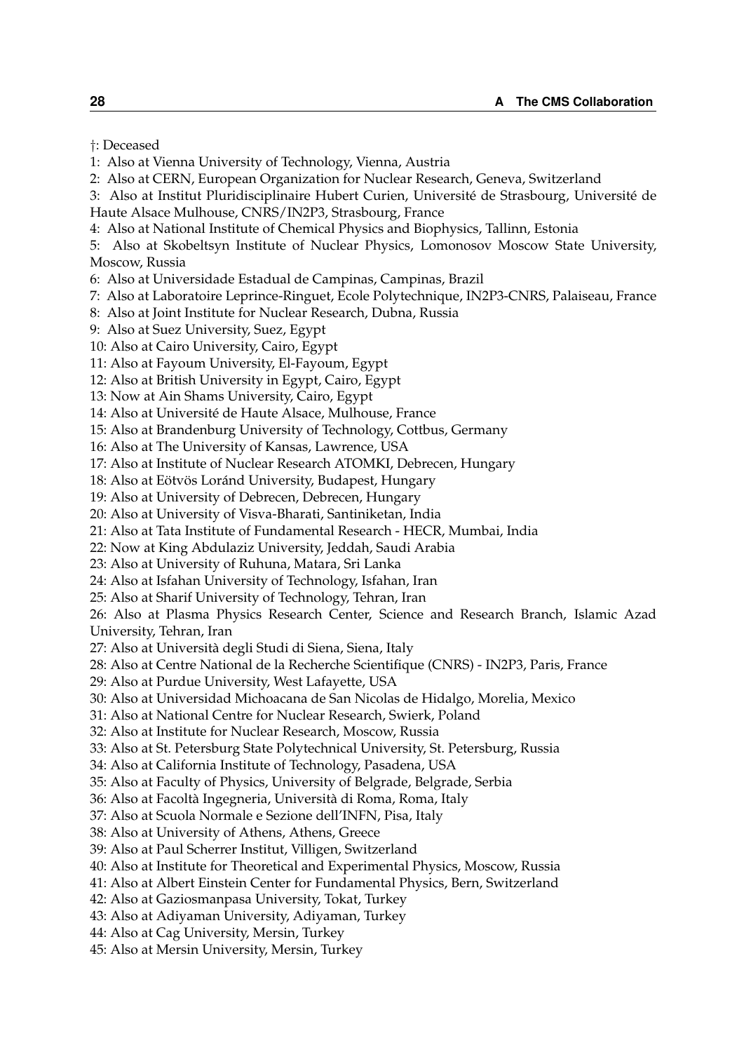†: Deceased

1: Also at Vienna University of Technology, Vienna, Austria

2: Also at CERN, European Organization for Nuclear Research, Geneva, Switzerland

3: Also at Institut Pluridisciplinaire Hubert Curien, Université de Strasbourg, Université de Haute Alsace Mulhouse, CNRS/IN2P3, Strasbourg, France

4: Also at National Institute of Chemical Physics and Biophysics, Tallinn, Estonia

5: Also at Skobeltsyn Institute of Nuclear Physics, Lomonosov Moscow State University, Moscow, Russia

6: Also at Universidade Estadual de Campinas, Campinas, Brazil

7: Also at Laboratoire Leprince-Ringuet, Ecole Polytechnique, IN2P3-CNRS, Palaiseau, France

8: Also at Joint Institute for Nuclear Research, Dubna, Russia

9: Also at Suez University, Suez, Egypt

10: Also at Cairo University, Cairo, Egypt

11: Also at Fayoum University, El-Fayoum, Egypt

12: Also at British University in Egypt, Cairo, Egypt

13: Now at Ain Shams University, Cairo, Egypt

14: Also at Université de Haute Alsace, Mulhouse, France

15: Also at Brandenburg University of Technology, Cottbus, Germany

16: Also at The University of Kansas, Lawrence, USA

17: Also at Institute of Nuclear Research ATOMKI, Debrecen, Hungary

18: Also at Eötvös Loránd University, Budapest, Hungary

19: Also at University of Debrecen, Debrecen, Hungary

20: Also at University of Visva-Bharati, Santiniketan, India

21: Also at Tata Institute of Fundamental Research - HECR, Mumbai, India

22: Now at King Abdulaziz University, Jeddah, Saudi Arabia

23: Also at University of Ruhuna, Matara, Sri Lanka

24: Also at Isfahan University of Technology, Isfahan, Iran

25: Also at Sharif University of Technology, Tehran, Iran

26: Also at Plasma Physics Research Center, Science and Research Branch, Islamic Azad University, Tehran, Iran

27: Also at Università degli Studi di Siena, Siena, Italy

28: Also at Centre National de la Recherche Scientifique (CNRS) - IN2P3, Paris, France

29: Also at Purdue University, West Lafayette, USA

30: Also at Universidad Michoacana de San Nicolas de Hidalgo, Morelia, Mexico

31: Also at National Centre for Nuclear Research, Swierk, Poland

32: Also at Institute for Nuclear Research, Moscow, Russia

33: Also at St. Petersburg State Polytechnical University, St. Petersburg, Russia

34: Also at California Institute of Technology, Pasadena, USA

35: Also at Faculty of Physics, University of Belgrade, Belgrade, Serbia

36: Also at Facoltà Ingegneria, Università di Roma, Roma, Italy

37: Also at Scuola Normale e Sezione dell'INFN, Pisa, Italy

38: Also at University of Athens, Athens, Greece

39: Also at Paul Scherrer Institut, Villigen, Switzerland

40: Also at Institute for Theoretical and Experimental Physics, Moscow, Russia

41: Also at Albert Einstein Center for Fundamental Physics, Bern, Switzerland

42: Also at Gaziosmanpasa University, Tokat, Turkey

43: Also at Adiyaman University, Adiyaman, Turkey

44: Also at Cag University, Mersin, Turkey

45: Also at Mersin University, Mersin, Turkey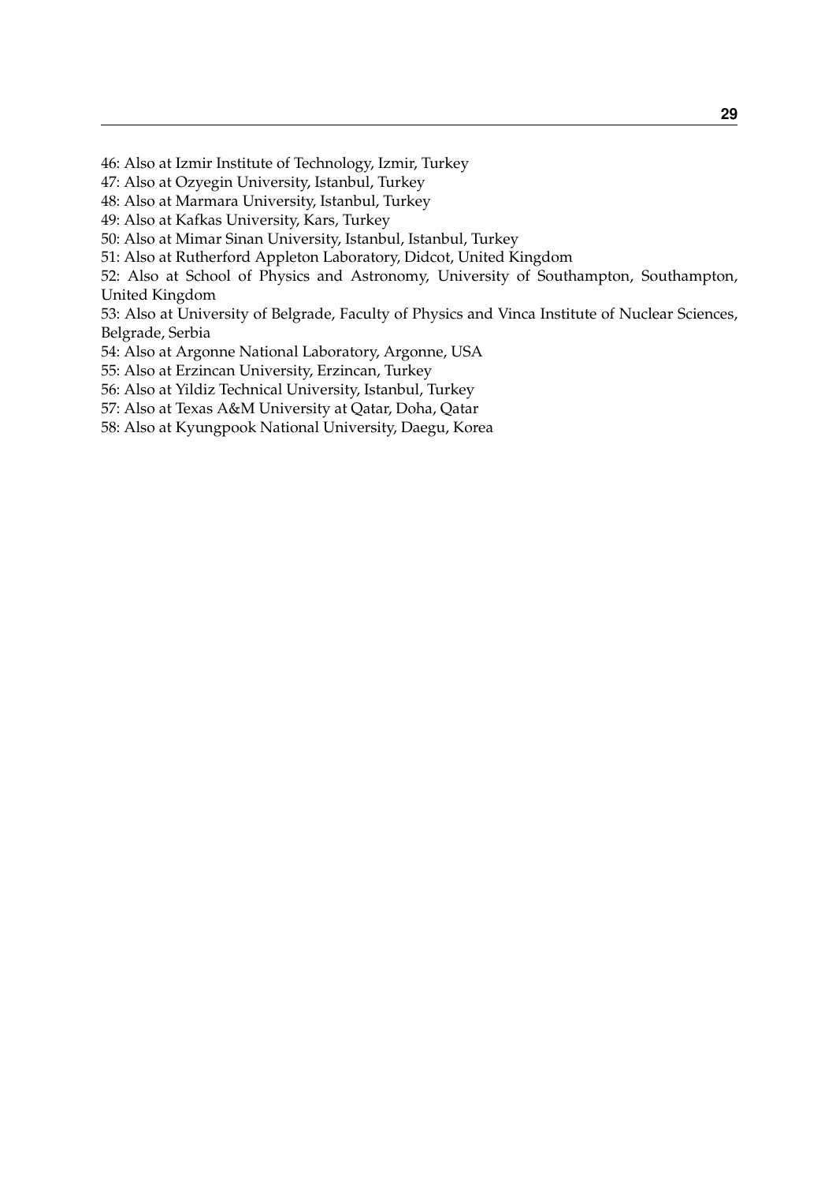46: Also at Izmir Institute of Technology, Izmir, Turkey
47: Also at Ozyegin University, Istanbul, Turkey
48: Also at Marmara University, Istanbul, Turkey
49: Also at Kafkas University, Kars, Turkey
50: Also at Mimar Sinan University, Istanbul, Istanbul, Turkey
51: Also at Rutherford Appleton Laboratory, Didcot, United Kingdom
52: Also at School of Physics and Astronomy, University of Southampton, Southampton, United Kingdom
53: Also at University of Belgrade, Faculty of Physics and Vinca Institute of Nuclear Sciences, Belgrade, Serbia
54: Also at Argonne National Laboratory, Argonne, USA
55: Also at Erzincan University, Erzincan, Turkey
56: Also at Yildiz Technical University, Istanbul, Turkey
57: Also at Texas A&M University at Qatar, Doha, Qatar
58: Also at Kyungpook National University, Daegu, Korea